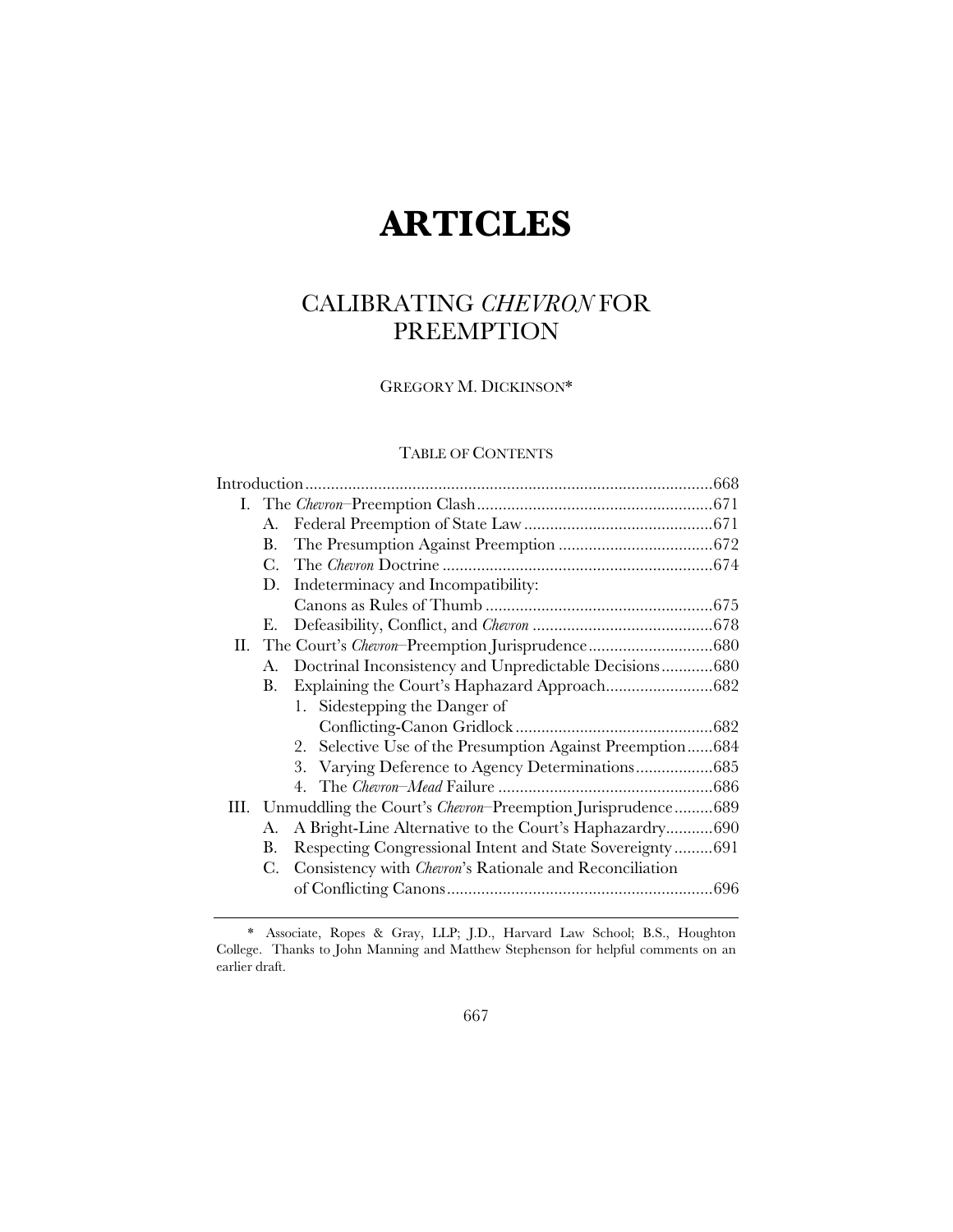# ARTICLES

## CALIBRATING *CHEVRON* FOR PREEMPTION

GREGORY M. DICKINSON*

TABLE OF CONTENTS

Introduction ..... 668
- I. The *Chevron*–Preemption Clash ..... 671
  - A. Federal Preemption of State Law ..... 671
  - B. The Presumption Against Preemption ..... 672
  - C. The *Chevron* Doctrine ..... 674
  - D. Indeterminacy and Incompatibility: Canons as Rules of Thumb ..... 675
  - E. Defeasibility, Conflict, and *Chevron* ..... 678
- II. The Court's *Chevron*–Preemption Jurisprudence ..... 680
  - A. Doctrinal Inconsistency and Unpredictable Decisions ..... 680
  - B. Explaining the Court's Haphazard Approach ..... 682
    - 1. Sidestepping the Danger of Conflicting-Canon Gridlock ..... 682
    - 2. Selective Use of the Presumption Against Preemption ..... 684
    - 3. Varying Deference to Agency Determinations ..... 685
    - 4. The *Chevron*–*Mead* Failure ..... 686
- III. Unmuddling the Court's *Chevron*–Preemption Jurisprudence ..... 689
  - A. A Bright-Line Alternative to the Court's Haphazardry ..... 690
  - B. Respecting Congressional Intent and State Sovereignty ..... 691
  - C. Consistency with *Chevron*'s Rationale and Reconciliation of Conflicting Canons ..... 696

---

\* Associate, Ropes & Gray, LLP; J.D., Harvard Law School; B.S., Houghton College. Thanks to John Manning and Matthew Stephenson for helpful comments on an earlier draft.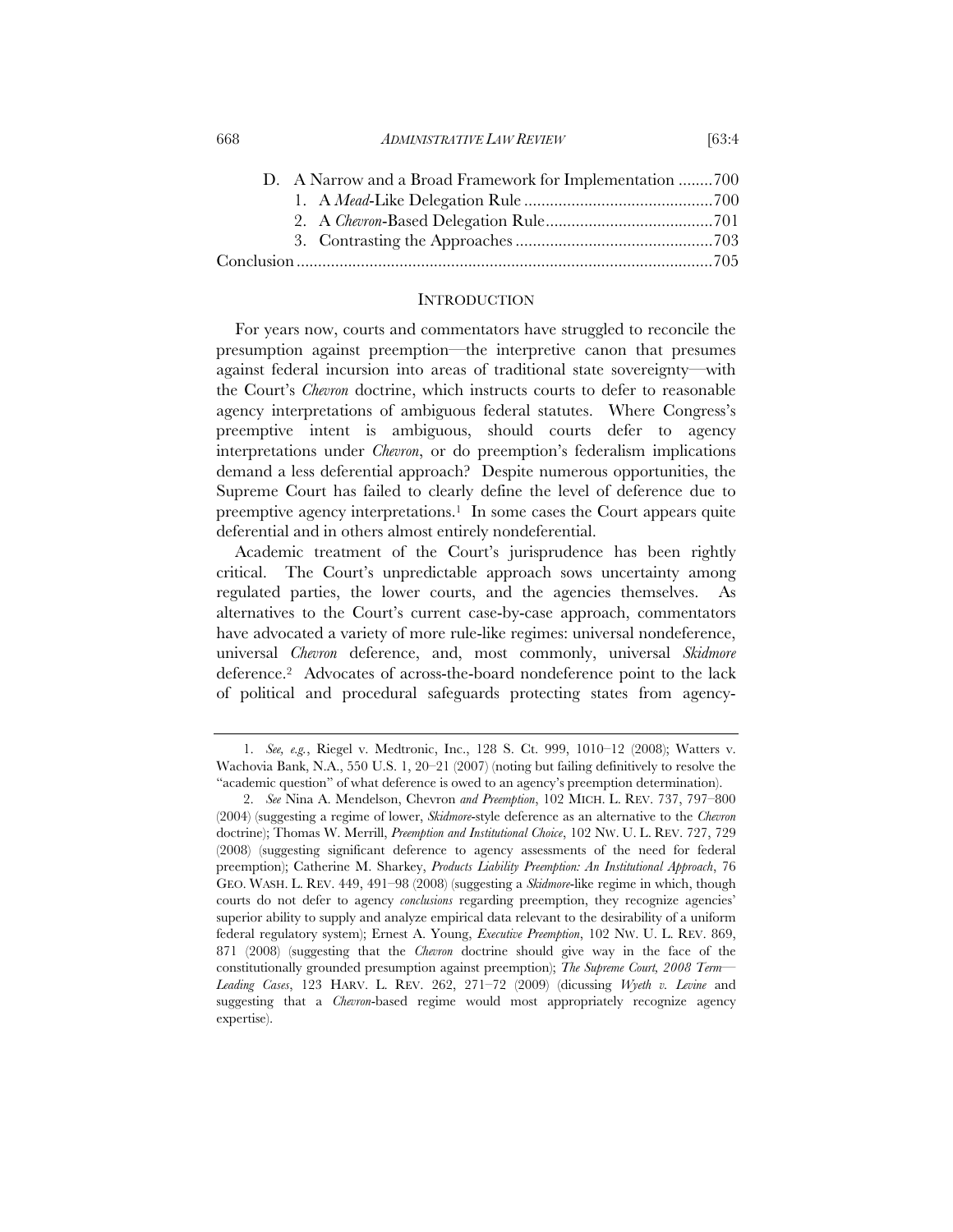D. A Narrow and a Broad Framework for Implementation ........700
1. A *Mead*-Like Delegation Rule ............................................700
2. A *Chevron*-Based Delegation Rule.......................................701
3. Contrasting the Approaches ..............................................703

Conclusion ................................................................................................705

## INTRODUCTION

For years now, courts and commentators have struggled to reconcile the presumption against preemption—the interpretive canon that presumes against federal incursion into areas of traditional state sovereignty—with the Court's *Chevron* doctrine, which instructs courts to defer to reasonable agency interpretations of ambiguous federal statutes. Where Congress's preemptive intent is ambiguous, should courts defer to agency interpretations under *Chevron*, or do preemption's federalism implications demand a less deferential approach? Despite numerous opportunities, the Supreme Court has failed to clearly define the level of deference due to preemptive agency interpretations.[1] In some cases the Court appears quite deferential and in others almost entirely nondeferential.

Academic treatment of the Court's jurisprudence has been rightly critical. The Court's unpredictable approach sows uncertainty among regulated parties, the lower courts, and the agencies themselves. As alternatives to the Court's current case-by-case approach, commentators have advocated a variety of more rule-like regimes: universal nondeference, universal *Chevron* deference, and, most commonly, universal *Skidmore* deference.[2] Advocates of across-the-board nondeference point to the lack of political and procedural safeguards protecting states from agency-

---

1. *See, e.g.*, Riegel v. Medtronic, Inc., 128 S. Ct. 999, 1010–12 (2008); Watters v. Wachovia Bank, N.A., 550 U.S. 1, 20–21 (2007) (noting but failing definitively to resolve the "academic question" of what deference is owed to an agency's preemption determination).

2. *See* Nina A. Mendelson, Chevron *and Preemption*, 102 MICH. L. REV. 737, 797–800 (2004) (suggesting a regime of lower, *Skidmore*-style deference as an alternative to the *Chevron* doctrine); Thomas W. Merrill, *Preemption and Institutional Choice*, 102 NW. U. L. REV. 727, 729 (2008) (suggesting significant deference to agency assessments of the need for federal preemption); Catherine M. Sharkey, *Products Liability Preemption: An Institutional Approach*, 76 GEO. WASH. L. REV. 449, 491–98 (2008) (suggesting a *Skidmore*-like regime in which, though courts do not defer to agency *conclusions* regarding preemption, they recognize agencies' superior ability to supply and analyze empirical data relevant to the desirability of a uniform federal regulatory system); Ernest A. Young, *Executive Preemption*, 102 NW. U. L. REV. 869, 871 (2008) (suggesting that the *Chevron* doctrine should give way in the face of the constitutionally grounded presumption against preemption); *The Supreme Court, 2008 Term—Leading Cases*, 123 HARV. L. REV. 262, 271–72 (2009) (dicussing *Wyeth v. Levine* and suggesting that a *Chevron*-based regime would most appropriately recognize agency expertise).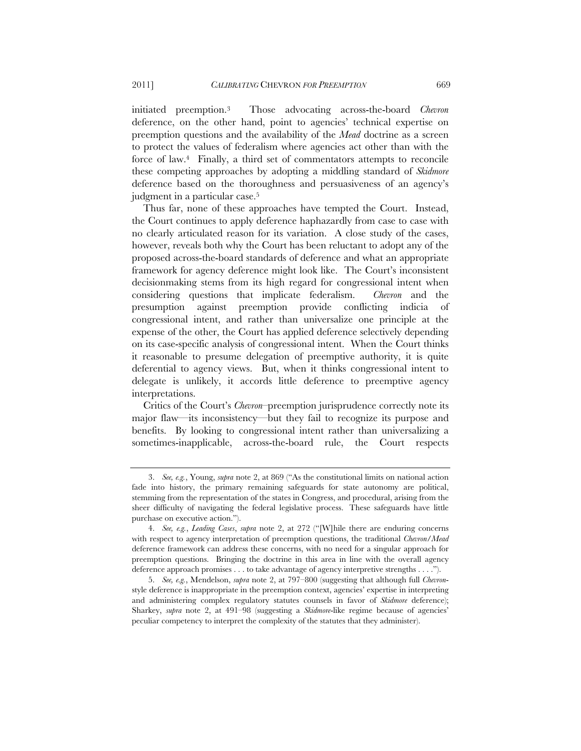initiated preemption.[3] Those advocating across-the-board *Chevron* deference, on the other hand, point to agencies' technical expertise on preemption questions and the availability of the *Mead* doctrine as a screen to protect the values of federalism where agencies act other than with the force of law.[4] Finally, a third set of commentators attempts to reconcile these competing approaches by adopting a middling standard of *Skidmore* deference based on the thoroughness and persuasiveness of an agency's judgment in a particular case.[5]

Thus far, none of these approaches have tempted the Court. Instead, the Court continues to apply deference haphazardly from case to case with no clearly articulated reason for its variation. A close study of the cases, however, reveals both why the Court has been reluctant to adopt any of the proposed across-the-board standards of deference and what an appropriate framework for agency deference might look like. The Court's inconsistent decisionmaking stems from its high regard for congressional intent when considering questions that implicate federalism. *Chevron* and the presumption against preemption provide conflicting indicia of congressional intent, and rather than universalize one principle at the expense of the other, the Court has applied deference selectively depending on its case-specific analysis of congressional intent. When the Court thinks it reasonable to presume delegation of preemptive authority, it is quite deferential to agency views. But, when it thinks congressional intent to delegate is unlikely, it accords little deference to preemptive agency interpretations.

Critics of the Court's *Chevron*–preemption jurisprudence correctly note its major flaw—its inconsistency—but they fail to recognize its purpose and benefits. By looking to congressional intent rather than universalizing a sometimes-inapplicable, across-the-board rule, the Court respects

---

3. *See, e.g.*, Young, *supra* note 2, at 869 ("As the constitutional limits on national action fade into history, the primary remaining safeguards for state autonomy are political, stemming from the representation of the states in Congress, and procedural, arising from the sheer difficulty of navigating the federal legislative process. These safeguards have little purchase on executive action.").

4. *See, e.g.*, *Leading Cases*, *supra* note 2, at 272 ("[W]hile there are enduring concerns with respect to agency interpretation of preemption questions, the traditional *Chevron/Mead* deference framework can address these concerns, with no need for a singular approach for preemption questions. Bringing the doctrine in this area in line with the overall agency deference approach promises . . . to take advantage of agency interpretive strengths . . . .").

5. *See, e.g.*, Mendelson, *supra* note 2, at 797–800 (suggesting that although full *Chevron*-style deference is inappropriate in the preemption context, agencies' expertise in interpreting and administering complex regulatory statutes counsels in favor of *Skidmore* deference); Sharkey, *supra* note 2, at 491–98 (suggesting a *Skidmore*-like regime because of agencies' peculiar competency to interpret the complexity of the statutes that they administer).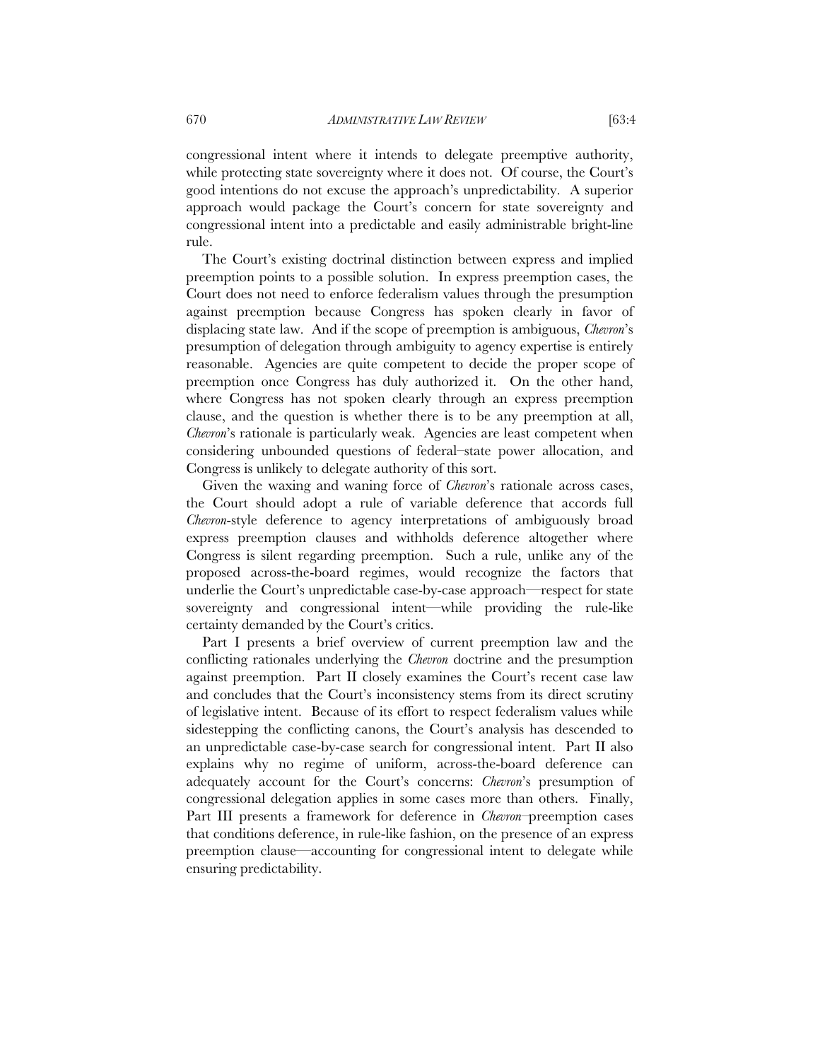congressional intent where it intends to delegate preemptive authority, while protecting state sovereignty where it does not. Of course, the Court's good intentions do not excuse the approach's unpredictability. A superior approach would package the Court's concern for state sovereignty and congressional intent into a predictable and easily administrable bright-line rule.

The Court's existing doctrinal distinction between express and implied preemption points to a possible solution. In express preemption cases, the Court does not need to enforce federalism values through the presumption against preemption because Congress has spoken clearly in favor of displacing state law. And if the scope of preemption is ambiguous, *Chevron*'s presumption of delegation through ambiguity to agency expertise is entirely reasonable. Agencies are quite competent to decide the proper scope of preemption once Congress has duly authorized it. On the other hand, where Congress has not spoken clearly through an express preemption clause, and the question is whether there is to be any preemption at all, *Chevron*'s rationale is particularly weak. Agencies are least competent when considering unbounded questions of federal–state power allocation, and Congress is unlikely to delegate authority of this sort.

Given the waxing and waning force of *Chevron*'s rationale across cases, the Court should adopt a rule of variable deference that accords full *Chevron*-style deference to agency interpretations of ambiguously broad express preemption clauses and withholds deference altogether where Congress is silent regarding preemption. Such a rule, unlike any of the proposed across-the-board regimes, would recognize the factors that underlie the Court's unpredictable case-by-case approach—respect for state sovereignty and congressional intent—while providing the rule-like certainty demanded by the Court's critics.

Part I presents a brief overview of current preemption law and the conflicting rationales underlying the *Chevron* doctrine and the presumption against preemption. Part II closely examines the Court's recent case law and concludes that the Court's inconsistency stems from its direct scrutiny of legislative intent. Because of its effort to respect federalism values while sidestepping the conflicting canons, the Court's analysis has descended to an unpredictable case-by-case search for congressional intent. Part II also explains why no regime of uniform, across-the-board deference can adequately account for the Court's concerns: *Chevron*'s presumption of congressional delegation applies in some cases more than others. Finally, Part III presents a framework for deference in *Chevron*–preemption cases that conditions deference, in rule-like fashion, on the presence of an express preemption clause—accounting for congressional intent to delegate while ensuring predictability.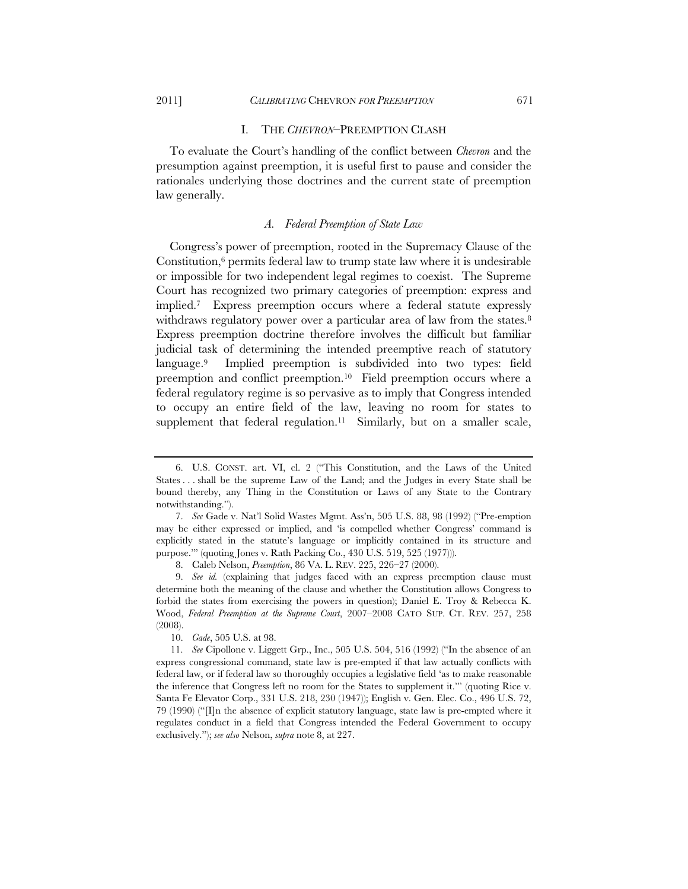## I. THE *CHEVRON*–PREEMPTION CLASH

To evaluate the Court's handling of the conflict between *Chevron* and the presumption against preemption, it is useful first to pause and consider the rationales underlying those doctrines and the current state of preemption law generally.

### *A. Federal Preemption of State Law*

Congress's power of preemption, rooted in the Supremacy Clause of the Constitution,[6] permits federal law to trump state law where it is undesirable or impossible for two independent legal regimes to coexist. The Supreme Court has recognized two primary categories of preemption: express and implied.[7] Express preemption occurs where a federal statute expressly withdraws regulatory power over a particular area of law from the states.[8] Express preemption doctrine therefore involves the difficult but familiar judicial task of determining the intended preemptive reach of statutory language.[9] Implied preemption is subdivided into two types: field preemption and conflict preemption.[10] Field preemption occurs where a federal regulatory regime is so pervasive as to imply that Congress intended to occupy an entire field of the law, leaving no room for states to supplement that federal regulation.[11] Similarly, but on a smaller scale,

---

6. U.S. CONST. art. VI, cl. 2 ("This Constitution, and the Laws of the United States . . . shall be the supreme Law of the Land; and the Judges in every State shall be bound thereby, any Thing in the Constitution or Laws of any State to the Contrary notwithstanding.").

7. *See* Gade v. Nat'l Solid Wastes Mgmt. Ass'n, 505 U.S. 88, 98 (1992) ("Pre-emption may be either expressed or implied, and 'is compelled whether Congress' command is explicitly stated in the statute's language or implicitly contained in its structure and purpose.'" (quoting Jones v. Rath Packing Co., 430 U.S. 519, 525 (1977))).

8. Caleb Nelson, *Preemption*, 86 VA. L. REV. 225, 226–27 (2000).

9. *See id.* (explaining that judges faced with an express preemption clause must determine both the meaning of the clause and whether the Constitution allows Congress to forbid the states from exercising the powers in question); Daniel E. Troy & Rebecca K. Wood, *Federal Preemption at the Supreme Court*, 2007–2008 CATO SUP. CT. REV. 257, 258 (2008).

10. *Gade*, 505 U.S. at 98.

11. *See* Cipollone v. Liggett Grp., Inc., 505 U.S. 504, 516 (1992) ("In the absence of an express congressional command, state law is pre-empted if that law actually conflicts with federal law, or if federal law so thoroughly occupies a legislative field 'as to make reasonable the inference that Congress left no room for the States to supplement it.'" (quoting Rice v. Santa Fe Elevator Corp., 331 U.S. 218, 230 (1947)); English v. Gen. Elec. Co., 496 U.S. 72, 79 (1990) ("[I]n the absence of explicit statutory language, state law is pre-empted where it regulates conduct in a field that Congress intended the Federal Government to occupy exclusively."); *see also* Nelson, *supra* note 8, at 227.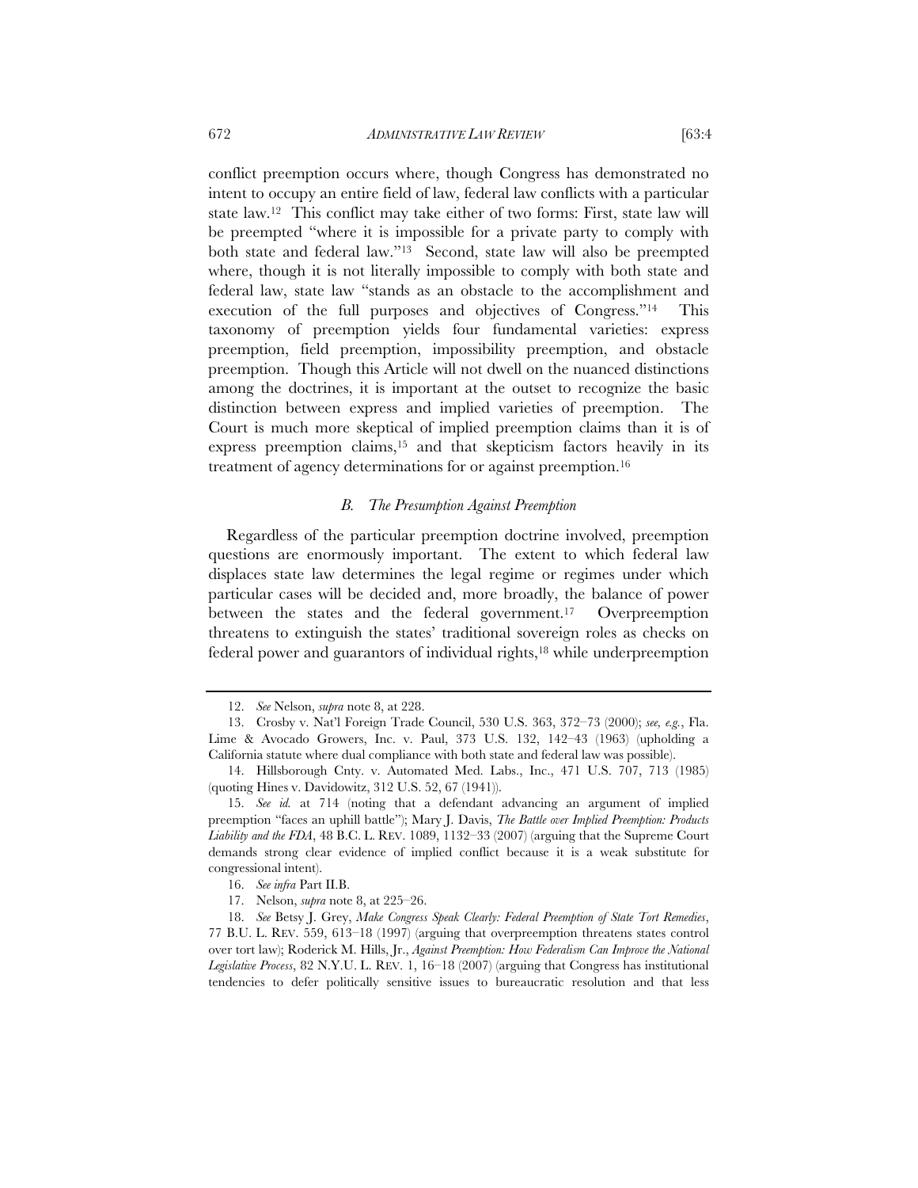conflict preemption occurs where, though Congress has demonstrated no intent to occupy an entire field of law, federal law conflicts with a particular state law.[12] This conflict may take either of two forms: First, state law will be preempted "where it is impossible for a private party to comply with both state and federal law."[13] Second, state law will also be preempted where, though it is not literally impossible to comply with both state and federal law, state law "stands as an obstacle to the accomplishment and execution of the full purposes and objectives of Congress."[14] This taxonomy of preemption yields four fundamental varieties: express preemption, field preemption, impossibility preemption, and obstacle preemption. Though this Article will not dwell on the nuanced distinctions among the doctrines, it is important at the outset to recognize the basic distinction between express and implied varieties of preemption. The Court is much more skeptical of implied preemption claims than it is of express preemption claims,[15] and that skepticism factors heavily in its treatment of agency determinations for or against preemption.[16]

### *B. The Presumption Against Preemption*

Regardless of the particular preemption doctrine involved, preemption questions are enormously important. The extent to which federal law displaces state law determines the legal regime or regimes under which particular cases will be decided and, more broadly, the balance of power between the states and the federal government.[17] Overpreemption threatens to extinguish the states' traditional sovereign roles as checks on federal power and guarantors of individual rights,[18] while underpreemption

---

12. *See* Nelson, *supra* note 8, at 228.

13. Crosby v. Nat'l Foreign Trade Council, 530 U.S. 363, 372–73 (2000); *see, e.g.*, Fla. Lime & Avocado Growers, Inc. v. Paul, 373 U.S. 132, 142–43 (1963) (upholding a California statute where dual compliance with both state and federal law was possible).

14. Hillsborough Cnty. v. Automated Med. Labs., Inc., 471 U.S. 707, 713 (1985) (quoting Hines v. Davidowitz, 312 U.S. 52, 67 (1941)).

15. *See id.* at 714 (noting that a defendant advancing an argument of implied preemption "faces an uphill battle"); Mary J. Davis, *The Battle over Implied Preemption: Products Liability and the FDA*, 48 B.C. L. REV. 1089, 1132–33 (2007) (arguing that the Supreme Court demands strong clear evidence of implied conflict because it is a weak substitute for congressional intent).

16. *See infra* Part II.B.

17. Nelson, *supra* note 8, at 225–26.

18. *See* Betsy J. Grey, *Make Congress Speak Clearly: Federal Preemption of State Tort Remedies*, 77 B.U. L. REV. 559, 613–18 (1997) (arguing that overpreemption threatens states control over tort law); Roderick M. Hills, Jr., *Against Preemption: How Federalism Can Improve the National Legislative Process*, 82 N.Y.U. L. REV. 1, 16–18 (2007) (arguing that Congress has institutional tendencies to defer politically sensitive issues to bureaucratic resolution and that less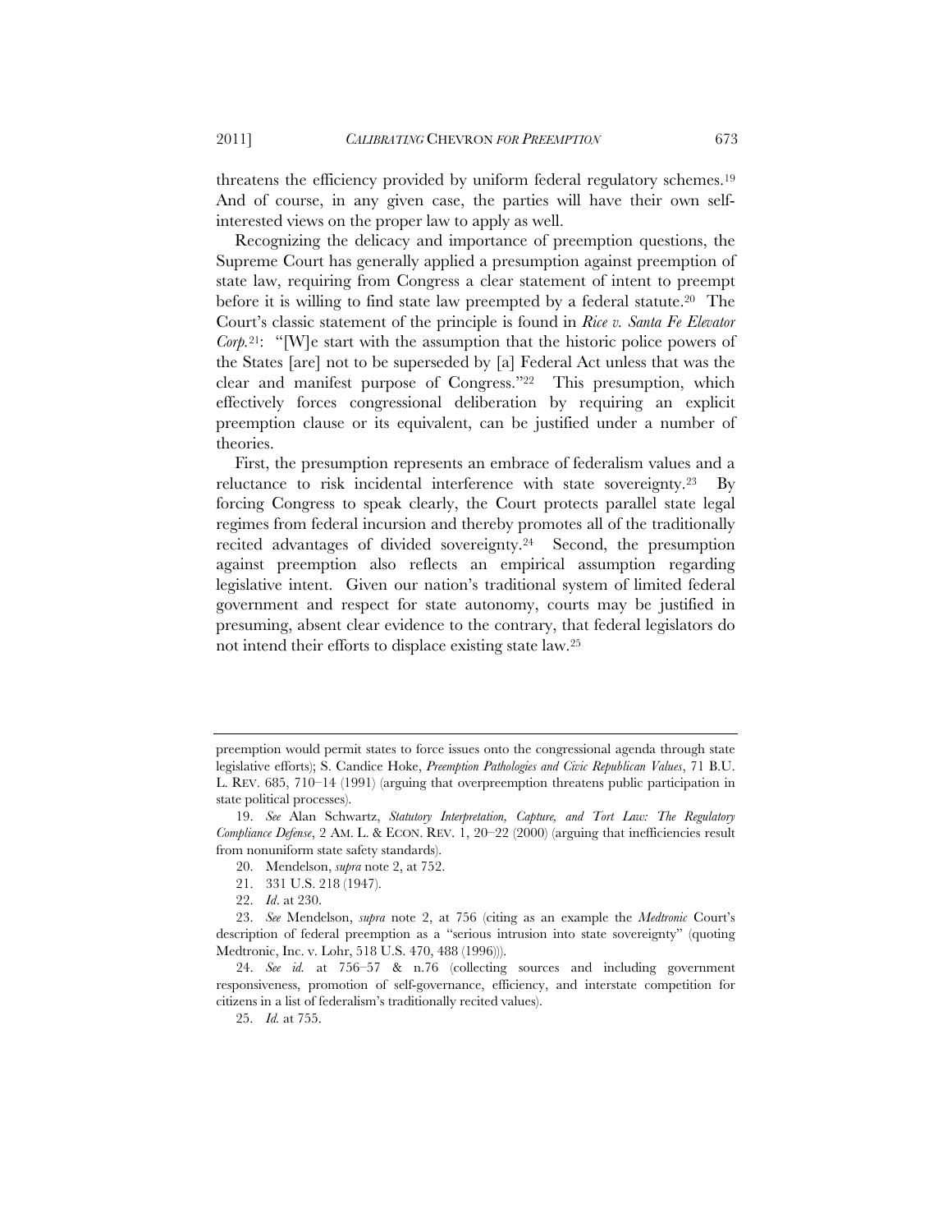threatens the efficiency provided by uniform federal regulatory schemes.[19] And of course, in any given case, the parties will have their own self-interested views on the proper law to apply as well.

Recognizing the delicacy and importance of preemption questions, the Supreme Court has generally applied a presumption against preemption of state law, requiring from Congress a clear statement of intent to preempt before it is willing to find state law preempted by a federal statute.[20] The Court's classic statement of the principle is found in *Rice v. Santa Fe Elevator Corp.*[21]: "[W]e start with the assumption that the historic police powers of the States [are] not to be superseded by [a] Federal Act unless that was the clear and manifest purpose of Congress."[22] This presumption, which effectively forces congressional deliberation by requiring an explicit preemption clause or its equivalent, can be justified under a number of theories.

First, the presumption represents an embrace of federalism values and a reluctance to risk incidental interference with state sovereignty.[23] By forcing Congress to speak clearly, the Court protects parallel state legal regimes from federal incursion and thereby promotes all of the traditionally recited advantages of divided sovereignty.[24] Second, the presumption against preemption also reflects an empirical assumption regarding legislative intent. Given our nation's traditional system of limited federal government and respect for state autonomy, courts may be justified in presuming, absent clear evidence to the contrary, that federal legislators do not intend their efforts to displace existing state law.[25]

---

preemption would permit states to force issues onto the congressional agenda through state legislative efforts); S. Candice Hoke, *Preemption Pathologies and Civic Republican Values*, 71 B.U. L. REV. 685, 710–14 (1991) (arguing that overpreemption threatens public participation in state political processes).

19. *See* Alan Schwartz, *Statutory Interpretation, Capture, and Tort Law: The Regulatory Compliance Defense*, 2 AM. L. & ECON. REV. 1, 20–22 (2000) (arguing that inefficiencies result from nonuniform state safety standards).

20. Mendelson, *supra* note 2, at 752.

21. 331 U.S. 218 (1947).

22. *Id*. at 230.

23. *See* Mendelson, *supra* note 2, at 756 (citing as an example the *Medtronic* Court's description of federal preemption as a "serious intrusion into state sovereignty" (quoting Medtronic, Inc. v. Lohr, 518 U.S. 470, 488 (1996))).

24. *See id.* at 756–57 & n.76 (collecting sources and including government responsiveness, promotion of self-governance, efficiency, and interstate competition for citizens in a list of federalism's traditionally recited values).

25. *Id.* at 755.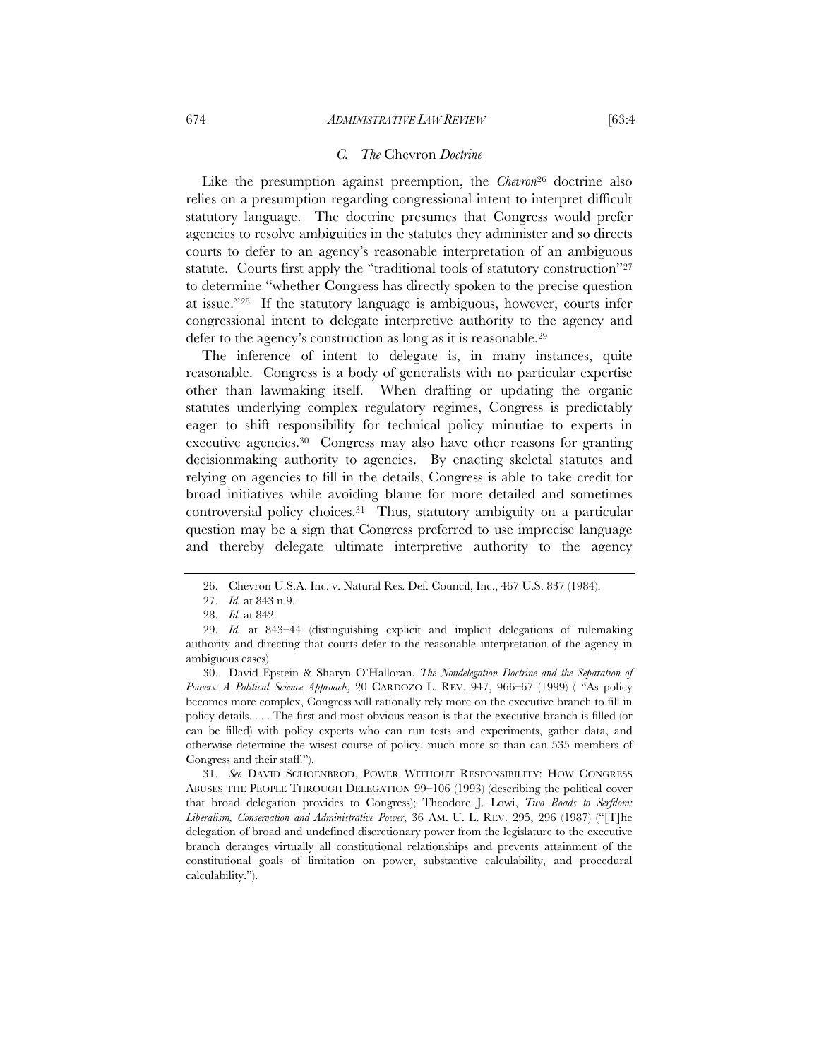### *C. The* Chevron *Doctrine*

Like the presumption against preemption, the *Chevron*[26] doctrine also relies on a presumption regarding congressional intent to interpret difficult statutory language. The doctrine presumes that Congress would prefer agencies to resolve ambiguities in the statutes they administer and so directs courts to defer to an agency's reasonable interpretation of an ambiguous statute. Courts first apply the "traditional tools of statutory construction"[27] to determine "whether Congress has directly spoken to the precise question at issue."[28] If the statutory language is ambiguous, however, courts infer congressional intent to delegate interpretive authority to the agency and defer to the agency's construction as long as it is reasonable.[29]

The inference of intent to delegate is, in many instances, quite reasonable. Congress is a body of generalists with no particular expertise other than lawmaking itself. When drafting or updating the organic statutes underlying complex regulatory regimes, Congress is predictably eager to shift responsibility for technical policy minutiae to experts in executive agencies.[30] Congress may also have other reasons for granting decisionmaking authority to agencies. By enacting skeletal statutes and relying on agencies to fill in the details, Congress is able to take credit for broad initiatives while avoiding blame for more detailed and sometimes controversial policy choices.[31] Thus, statutory ambiguity on a particular question may be a sign that Congress preferred to use imprecise language and thereby delegate ultimate interpretive authority to the agency

---

26. Chevron U.S.A. Inc. v. Natural Res. Def. Council, Inc., 467 U.S. 837 (1984).

27. *Id.* at 843 n.9.

28. *Id.* at 842.

29. *Id.* at 843–44 (distinguishing explicit and implicit delegations of rulemaking authority and directing that courts defer to the reasonable interpretation of the agency in ambiguous cases).

30. David Epstein & Sharyn O'Halloran, *The Nondelegation Doctrine and the Separation of Powers: A Political Science Approach*, 20 CARDOZO L. REV. 947, 966–67 (1999) ( "As policy becomes more complex, Congress will rationally rely more on the executive branch to fill in policy details. . . . The first and most obvious reason is that the executive branch is filled (or can be filled) with policy experts who can run tests and experiments, gather data, and otherwise determine the wisest course of policy, much more so than can 535 members of Congress and their staff.").

31. *See* DAVID SCHOENBROD, POWER WITHOUT RESPONSIBILITY: HOW CONGRESS ABUSES THE PEOPLE THROUGH DELEGATION 99–106 (1993) (describing the political cover that broad delegation provides to Congress); Theodore J. Lowi, *Two Roads to Serfdom: Liberalism, Conservation and Administrative Power*, 36 AM. U. L. REV. 295, 296 (1987) ("[T]he delegation of broad and undefined discretionary power from the legislature to the executive branch deranges virtually all constitutional relationships and prevents attainment of the constitutional goals of limitation on power, substantive calculability, and procedural calculability.").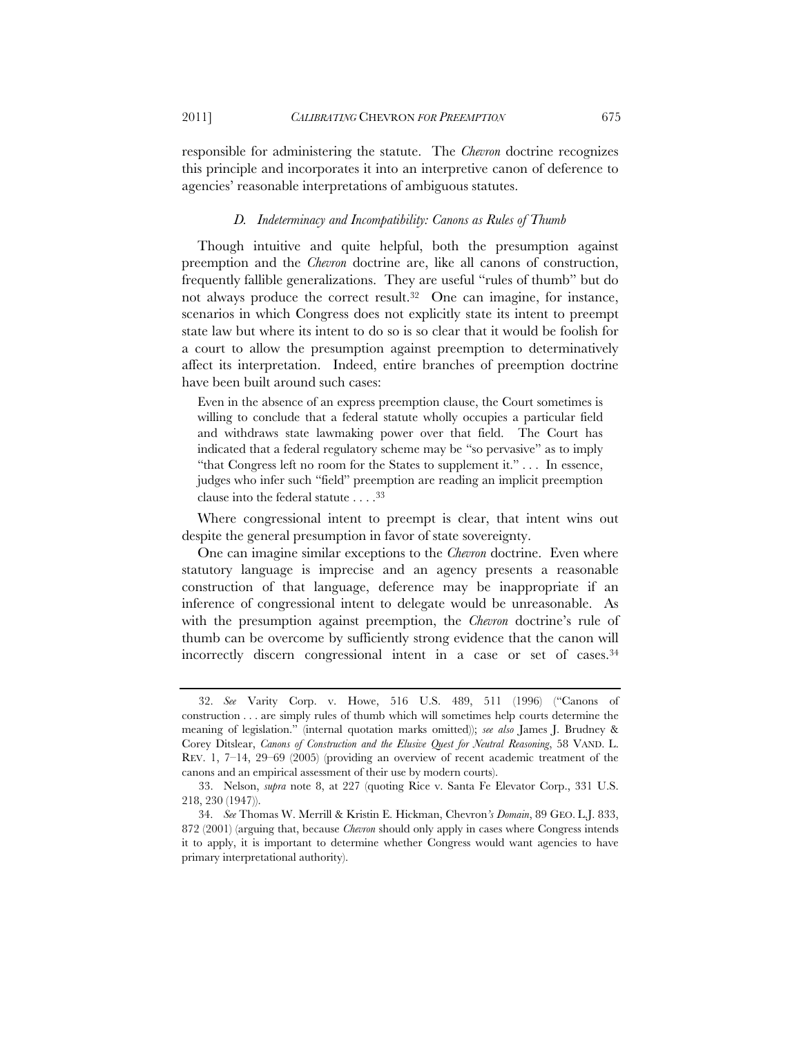responsible for administering the statute. The *Chevron* doctrine recognizes this principle and incorporates it into an interpretive canon of deference to agencies' reasonable interpretations of ambiguous statutes.

### *D. Indeterminacy and Incompatibility: Canons as Rules of Thumb*

Though intuitive and quite helpful, both the presumption against preemption and the *Chevron* doctrine are, like all canons of construction, frequently fallible generalizations. They are useful "rules of thumb" but do not always produce the correct result.[32] One can imagine, for instance, scenarios in which Congress does not explicitly state its intent to preempt state law but where its intent to do so is so clear that it would be foolish for a court to allow the presumption against preemption to determinatively affect its interpretation. Indeed, entire branches of preemption doctrine have been built around such cases:

> Even in the absence of an express preemption clause, the Court sometimes is willing to conclude that a federal statute wholly occupies a particular field and withdraws state lawmaking power over that field. The Court has indicated that a federal regulatory scheme may be "so pervasive" as to imply "that Congress left no room for the States to supplement it." . . . In essence, judges who infer such "field" preemption are reading an implicit preemption clause into the federal statute . . . .[33]

Where congressional intent to preempt is clear, that intent wins out despite the general presumption in favor of state sovereignty.

One can imagine similar exceptions to the *Chevron* doctrine. Even where statutory language is imprecise and an agency presents a reasonable construction of that language, deference may be inappropriate if an inference of congressional intent to delegate would be unreasonable. As with the presumption against preemption, the *Chevron* doctrine's rule of thumb can be overcome by sufficiently strong evidence that the canon will incorrectly discern congressional intent in a case or set of cases.[34]

---

32. *See* Varity Corp. v. Howe, 516 U.S. 489, 511 (1996) ("Canons of construction . . . are simply rules of thumb which will sometimes help courts determine the meaning of legislation." (internal quotation marks omitted)); *see also* James J. Brudney & Corey Ditslear, *Canons of Construction and the Elusive Quest for Neutral Reasoning*, 58 VAND. L. REV. 1, 7–14, 29–69 (2005) (providing an overview of recent academic treatment of the canons and an empirical assessment of their use by modern courts).

33. Nelson, *supra* note 8, at 227 (quoting Rice v. Santa Fe Elevator Corp., 331 U.S. 218, 230 (1947)).

34. *See* Thomas W. Merrill & Kristin E. Hickman, Chevron*'s Domain*, 89 GEO. L.J. 833, 872 (2001) (arguing that, because *Chevron* should only apply in cases where Congress intends it to apply, it is important to determine whether Congress would want agencies to have primary interpretational authority).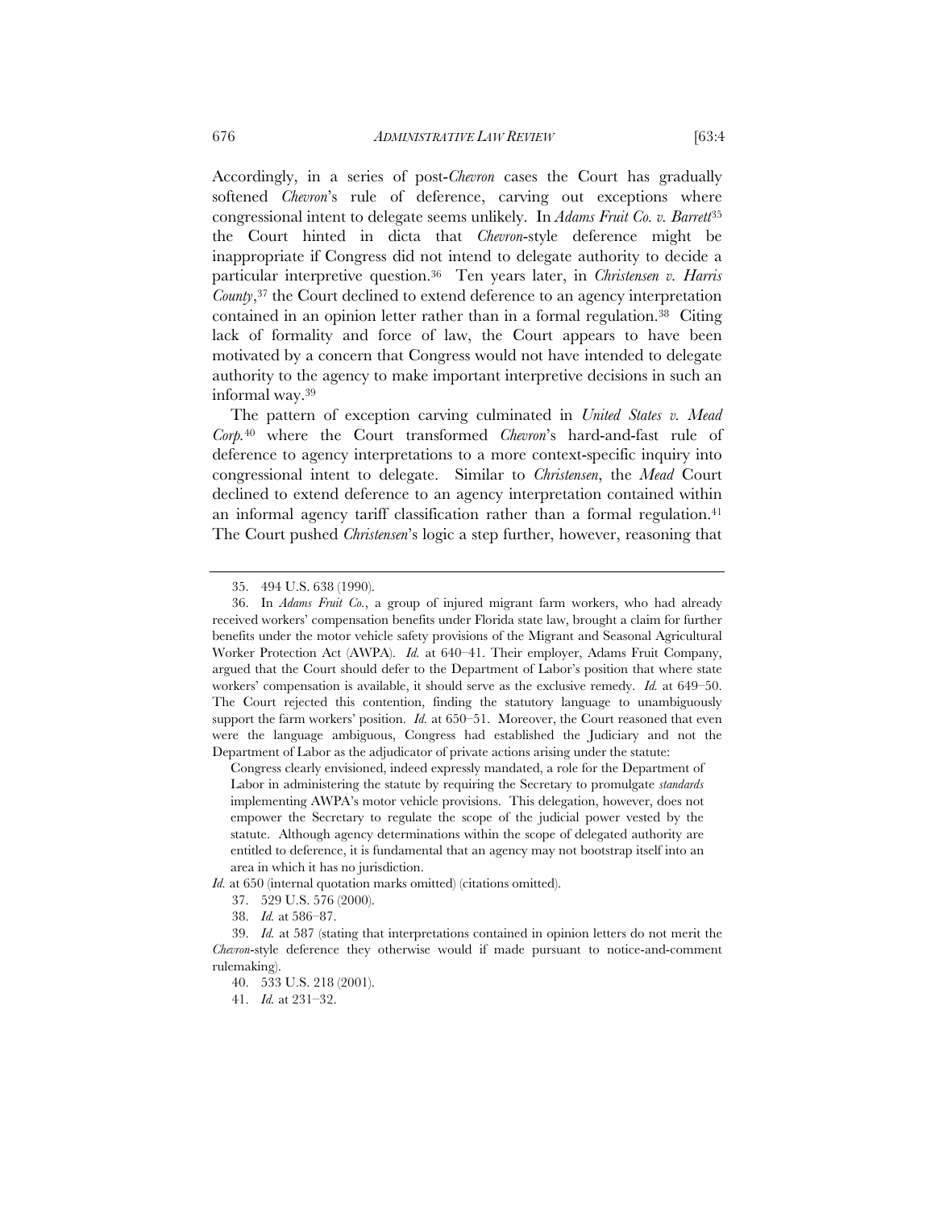Accordingly, in a series of post-*Chevron* cases the Court has gradually softened *Chevron*'s rule of deference, carving out exceptions where congressional intent to delegate seems unlikely. In *Adams Fruit Co. v. Barrett*[35] the Court hinted in dicta that *Chevron*-style deference might be inappropriate if Congress did not intend to delegate authority to decide a particular interpretive question.[36] Ten years later, in *Christensen v. Harris County*,[37] the Court declined to extend deference to an agency interpretation contained in an opinion letter rather than in a formal regulation.[38] Citing lack of formality and force of law, the Court appears to have been motivated by a concern that Congress would not have intended to delegate authority to the agency to make important interpretive decisions in such an informal way.[39]

The pattern of exception carving culminated in *United States v. Mead Corp.*[40] where the Court transformed *Chevron*'s hard-and-fast rule of deference to agency interpretations to a more context-specific inquiry into congressional intent to delegate. Similar to *Christensen*, the *Mead* Court declined to extend deference to an agency interpretation contained within an informal agency tariff classification rather than a formal regulation.[41] The Court pushed *Christensen*'s logic a step further, however, reasoning that

---

35. 494 U.S. 638 (1990).

36. In *Adams Fruit Co.*, a group of injured migrant farm workers, who had already received workers' compensation benefits under Florida state law, brought a claim for further benefits under the motor vehicle safety provisions of the Migrant and Seasonal Agricultural Worker Protection Act (AWPA). *Id.* at 640–41. Their employer, Adams Fruit Company, argued that the Court should defer to the Department of Labor's position that where state workers' compensation is available, it should serve as the exclusive remedy. *Id.* at 649–50. The Court rejected this contention, finding the statutory language to unambiguously support the farm workers' position. *Id.* at 650–51. Moreover, the Court reasoned that even were the language ambiguous, Congress had established the Judiciary and not the Department of Labor as the adjudicator of private actions arising under the statute:

> Congress clearly envisioned, indeed expressly mandated, a role for the Department of Labor in administering the statute by requiring the Secretary to promulgate *standards* implementing AWPA's motor vehicle provisions. This delegation, however, does not empower the Secretary to regulate the scope of the judicial power vested by the statute. Although agency determinations within the scope of delegated authority are entitled to deference, it is fundamental that an agency may not bootstrap itself into an area in which it has no jurisdiction.

*Id.* at 650 (internal quotation marks omitted) (citations omitted).

37. 529 U.S. 576 (2000).

38. *Id.* at 586–87.

39. *Id.* at 587 (stating that interpretations contained in opinion letters do not merit the *Chevron*-style deference they otherwise would if made pursuant to notice-and-comment rulemaking).

40. 533 U.S. 218 (2001).

41. *Id.* at 231–32.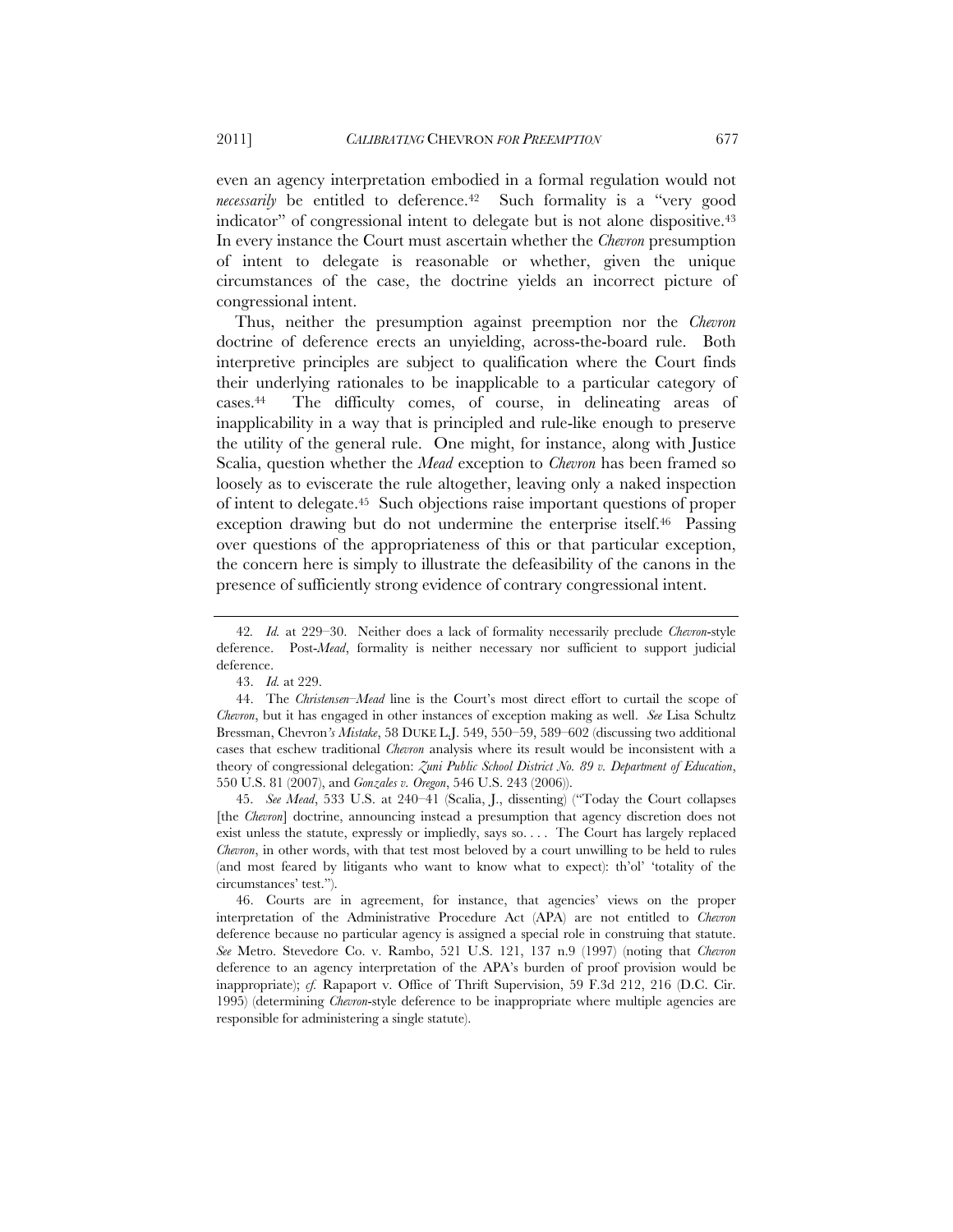even an agency interpretation embodied in a formal regulation would not *necessarily* be entitled to deference.[42] Such formality is a "very good indicator" of congressional intent to delegate but is not alone dispositive.[43] In every instance the Court must ascertain whether the *Chevron* presumption of intent to delegate is reasonable or whether, given the unique circumstances of the case, the doctrine yields an incorrect picture of congressional intent.

Thus, neither the presumption against preemption nor the *Chevron* doctrine of deference erects an unyielding, across-the-board rule. Both interpretive principles are subject to qualification where the Court finds their underlying rationales to be inapplicable to a particular category of cases.[44] The difficulty comes, of course, in delineating areas of inapplicability in a way that is principled and rule-like enough to preserve the utility of the general rule. One might, for instance, along with Justice Scalia, question whether the *Mead* exception to *Chevron* has been framed so loosely as to eviscerate the rule altogether, leaving only a naked inspection of intent to delegate.[45] Such objections raise important questions of proper exception drawing but do not undermine the enterprise itself.[46] Passing over questions of the appropriateness of this or that particular exception, the concern here is simply to illustrate the defeasibility of the canons in the presence of sufficiently strong evidence of contrary congressional intent.

---

42. *Id.* at 229–30. Neither does a lack of formality necessarily preclude *Chevron*-style deference. Post-*Mead*, formality is neither necessary nor sufficient to support judicial deference.

43. *Id.* at 229.

44. The *Christensen–Mead* line is the Court's most direct effort to curtail the scope of *Chevron*, but it has engaged in other instances of exception making as well. *See* Lisa Schultz Bressman, Chevron*'s Mistake*, 58 DUKE L.J. 549, 550–59, 589–602 (discussing two additional cases that eschew traditional *Chevron* analysis where its result would be inconsistent with a theory of congressional delegation: *Zuni Public School District No. 89 v. Department of Education*, 550 U.S. 81 (2007), and *Gonzales v. Oregon*, 546 U.S. 243 (2006)).

45. *See Mead*, 533 U.S. at 240–41 (Scalia, J., dissenting) ("Today the Court collapses [the *Chevron*] doctrine, announcing instead a presumption that agency discretion does not exist unless the statute, expressly or impliedly, says so. . . . The Court has largely replaced *Chevron*, in other words, with that test most beloved by a court unwilling to be held to rules (and most feared by litigants who want to know what to expect): th'ol' 'totality of the circumstances' test.").

46. Courts are in agreement, for instance, that agencies' views on the proper interpretation of the Administrative Procedure Act (APA) are not entitled to *Chevron* deference because no particular agency is assigned a special role in construing that statute. *See* Metro. Stevedore Co. v. Rambo, 521 U.S. 121, 137 n.9 (1997) (noting that *Chevron* deference to an agency interpretation of the APA's burden of proof provision would be inappropriate); *cf.* Rapaport v. Office of Thrift Supervision, 59 F.3d 212, 216 (D.C. Cir. 1995) (determining *Chevron*-style deference to be inappropriate where multiple agencies are responsible for administering a single statute).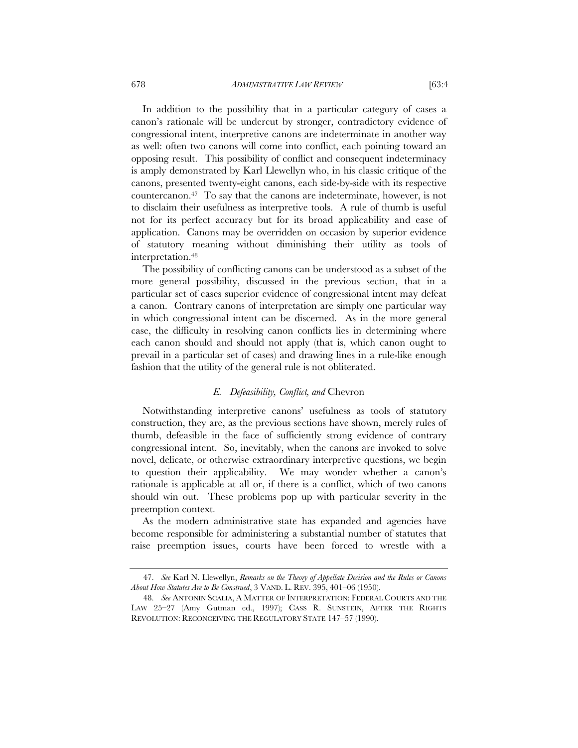In addition to the possibility that in a particular category of cases a canon's rationale will be undercut by stronger, contradictory evidence of congressional intent, interpretive canons are indeterminate in another way as well: often two canons will come into conflict, each pointing toward an opposing result. This possibility of conflict and consequent indeterminacy is amply demonstrated by Karl Llewellyn who, in his classic critique of the canons, presented twenty-eight canons, each side-by-side with its respective countercanon.[47] To say that the canons are indeterminate, however, is not to disclaim their usefulness as interpretive tools. A rule of thumb is useful not for its perfect accuracy but for its broad applicability and ease of application. Canons may be overridden on occasion by superior evidence of statutory meaning without diminishing their utility as tools of interpretation.[48]

The possibility of conflicting canons can be understood as a subset of the more general possibility, discussed in the previous section, that in a particular set of cases superior evidence of congressional intent may defeat a canon. Contrary canons of interpretation are simply one particular way in which congressional intent can be discerned. As in the more general case, the difficulty in resolving canon conflicts lies in determining where each canon should and should not apply (that is, which canon ought to prevail in a particular set of cases) and drawing lines in a rule-like enough fashion that the utility of the general rule is not obliterated.

### *E. Defeasibility, Conflict, and* Chevron

Notwithstanding interpretive canons' usefulness as tools of statutory construction, they are, as the previous sections have shown, merely rules of thumb, defeasible in the face of sufficiently strong evidence of contrary congressional intent. So, inevitably, when the canons are invoked to solve novel, delicate, or otherwise extraordinary interpretive questions, we begin to question their applicability. We may wonder whether a canon's rationale is applicable at all or, if there is a conflict, which of two canons should win out. These problems pop up with particular severity in the preemption context.

As the modern administrative state has expanded and agencies have become responsible for administering a substantial number of statutes that raise preemption issues, courts have been forced to wrestle with a

---

47. *See* Karl N. Llewellyn, *Remarks on the Theory of Appellate Decision and the Rules or Canons About How Statutes Are to Be Construed*, 3 VAND. L. REV. 395, 401–06 (1950).

48. *See* ANTONIN SCALIA, A MATTER OF INTERPRETATION: FEDERAL COURTS AND THE LAW 25–27 (Amy Gutman ed., 1997); CASS R. SUNSTEIN, AFTER THE RIGHTS REVOLUTION: RECONCEIVING THE REGULATORY STATE 147–57 (1990).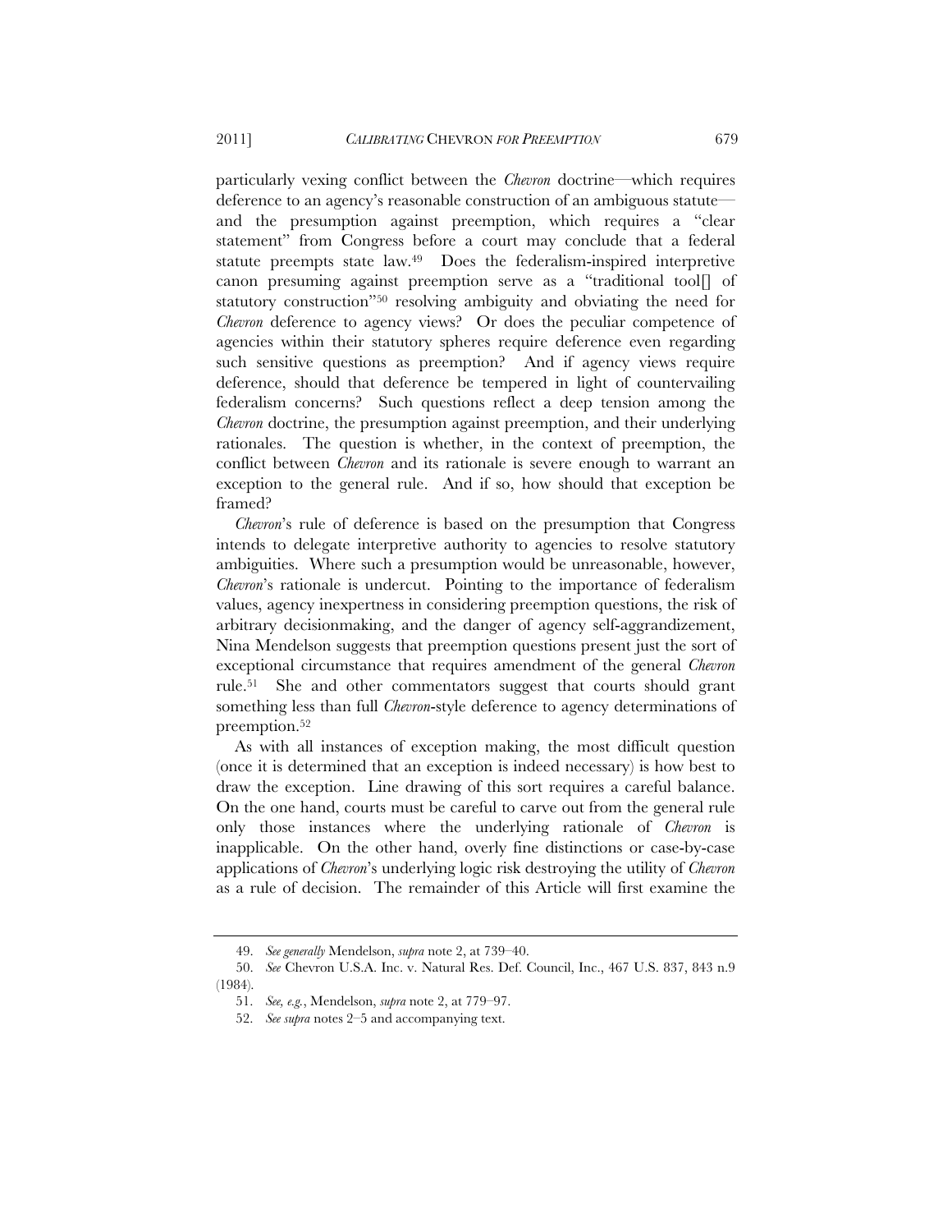particularly vexing conflict between the *Chevron* doctrine—which requires deference to an agency's reasonable construction of an ambiguous statute—and the presumption against preemption, which requires a "clear statement" from Congress before a court may conclude that a federal statute preempts state law.[49] Does the federalism-inspired interpretive canon presuming against preemption serve as a "traditional tool[] of statutory construction"[50] resolving ambiguity and obviating the need for *Chevron* deference to agency views? Or does the peculiar competence of agencies within their statutory spheres require deference even regarding such sensitive questions as preemption? And if agency views require deference, should that deference be tempered in light of countervailing federalism concerns? Such questions reflect a deep tension among the *Chevron* doctrine, the presumption against preemption, and their underlying rationales. The question is whether, in the context of preemption, the conflict between *Chevron* and its rationale is severe enough to warrant an exception to the general rule. And if so, how should that exception be framed?

*Chevron*'s rule of deference is based on the presumption that Congress intends to delegate interpretive authority to agencies to resolve statutory ambiguities. Where such a presumption would be unreasonable, however, *Chevron*'s rationale is undercut. Pointing to the importance of federalism values, agency inexpertness in considering preemption questions, the risk of arbitrary decisionmaking, and the danger of agency self-aggrandizement, Nina Mendelson suggests that preemption questions present just the sort of exceptional circumstance that requires amendment of the general *Chevron* rule.[51] She and other commentators suggest that courts should grant something less than full *Chevron*-style deference to agency determinations of preemption.[52]

As with all instances of exception making, the most difficult question (once it is determined that an exception is indeed necessary) is how best to draw the exception. Line drawing of this sort requires a careful balance. On the one hand, courts must be careful to carve out from the general rule only those instances where the underlying rationale of *Chevron* is inapplicable. On the other hand, overly fine distinctions or case-by-case applications of *Chevron*'s underlying logic risk destroying the utility of *Chevron* as a rule of decision. The remainder of this Article will first examine the

---

49. *See generally* Mendelson, *supra* note 2, at 739–40.

50. *See* Chevron U.S.A. Inc. v. Natural Res. Def. Council, Inc., 467 U.S. 837, 843 n.9 (1984).

51. *See, e.g.*, Mendelson, *supra* note 2, at 779–97.

52. *See supra* notes 2–5 and accompanying text.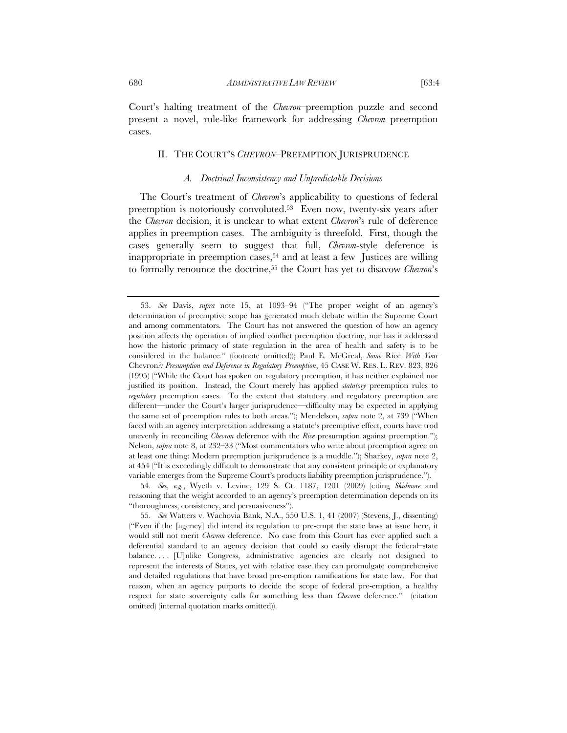Court's halting treatment of the *Chevron*–preemption puzzle and second present a novel, rule-like framework for addressing *Chevron*–preemption cases.

## II. THE COURT'S *CHEVRON*–PREEMPTION JURISPRUDENCE

### *A. Doctrinal Inconsistency and Unpredictable Decisions*

The Court's treatment of *Chevron*'s applicability to questions of federal preemption is notoriously convoluted.[53] Even now, twenty-six years after the *Chevron* decision, it is unclear to what extent *Chevron*'s rule of deference applies in preemption cases. The ambiguity is threefold. First, though the cases generally seem to suggest that full, *Chevron*-style deference is inappropriate in preemption cases,[54] and at least a few Justices are willing to formally renounce the doctrine,[55] the Court has yet to disavow *Chevron*'s

---

53. *See* Davis, *supra* note 15, at 1093–94 ("The proper weight of an agency's determination of preemptive scope has generated much debate within the Supreme Court and among commentators. The Court has not answered the question of how an agency position affects the operation of implied conflict preemption doctrine, nor has it addressed how the historic primacy of state regulation in the area of health and safety is to be considered in the balance." (footnote omitted)); Paul E. McGreal, *Some* Rice *With Your* Chevron*?: Presumption and Deference in Regulatory Preemption*, 45 CASE W. RES. L. REV. 823, 826 (1995) ("While the Court has spoken on regulatory preemption, it has neither explained nor justified its position. Instead, the Court merely has applied *statutory* preemption rules to *regulatory* preemption cases. To the extent that statutory and regulatory preemption are different—under the Court's larger jurisprudence—difficulty may be expected in applying the same set of preemption rules to both areas."); Mendelson, *supra* note 2, at 739 ("When faced with an agency interpretation addressing a statute's preemptive effect, courts have trod unevenly in reconciling *Chevron* deference with the *Rice* presumption against preemption."); Nelson, *supra* note 8, at 232–33 ("Most commentators who write about preemption agree on at least one thing: Modern preemption jurisprudence is a muddle."); Sharkey, *supra* note 2, at 454 ("It is exceedingly difficult to demonstrate that any consistent principle or explanatory variable emerges from the Supreme Court's products liability preemption jurisprudence.").

54. *See, e.g.*, Wyeth v. Levine, 129 S. Ct. 1187, 1201 (2009) (citing *Skidmore* and reasoning that the weight accorded to an agency's preemption determination depends on its "thoroughness, consistency, and persuasiveness").

55. *See* Watters v. Wachovia Bank, N.A., 550 U.S. 1, 41 (2007) (Stevens, J., dissenting) ("Even if the [agency] did intend its regulation to pre-empt the state laws at issue here, it would still not merit *Chevron* deference. No case from this Court has ever applied such a deferential standard to an agency decision that could so easily disrupt the federal–state balance. . . . [U]nlike Congress, administrative agencies are clearly not designed to represent the interests of States, yet with relative ease they can promulgate comprehensive and detailed regulations that have broad pre-emption ramifications for state law. For that reason, when an agency purports to decide the scope of federal pre-emption, a healthy respect for state sovereignty calls for something less than *Chevron* deference." (citation omitted) (internal quotation marks omitted)).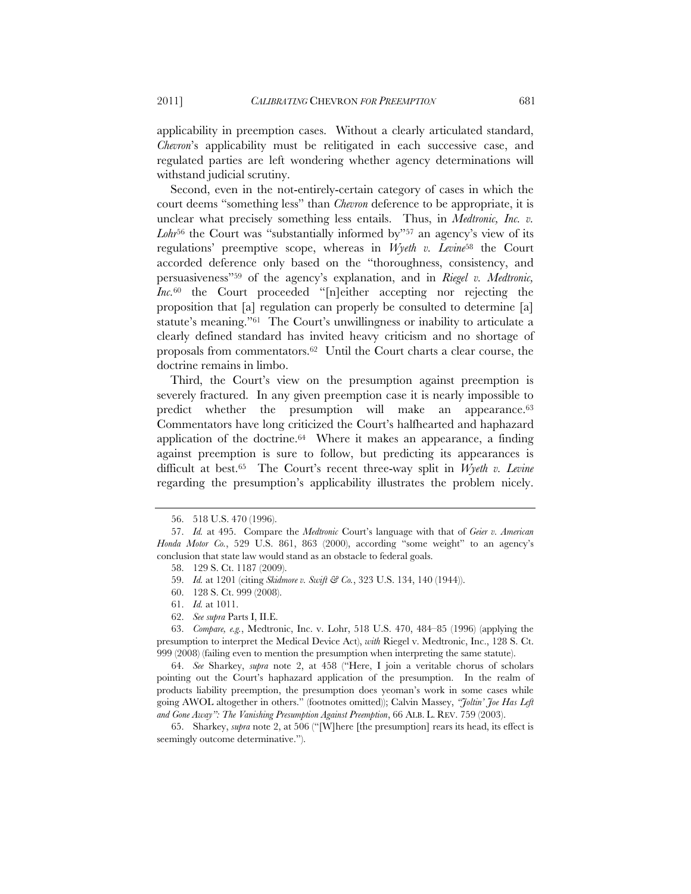applicability in preemption cases. Without a clearly articulated standard, *Chevron*'s applicability must be relitigated in each successive case, and regulated parties are left wondering whether agency determinations will withstand judicial scrutiny.

Second, even in the not-entirely-certain category of cases in which the court deems "something less" than *Chevron* deference to be appropriate, it is unclear what precisely something less entails. Thus, in *Medtronic, Inc. v. Lohr*[56] the Court was "substantially informed by"[57] an agency's view of its regulations' preemptive scope, whereas in *Wyeth v. Levine*[58] the Court accorded deference only based on the "thoroughness, consistency, and persuasiveness"[59] of the agency's explanation, and in *Riegel v. Medtronic, Inc.*[60] the Court proceeded "[n]either accepting nor rejecting the proposition that [a] regulation can properly be consulted to determine [a] statute's meaning."[61] The Court's unwillingness or inability to articulate a clearly defined standard has invited heavy criticism and no shortage of proposals from commentators.[62] Until the Court charts a clear course, the doctrine remains in limbo.

Third, the Court's view on the presumption against preemption is severely fractured. In any given preemption case it is nearly impossible to predict whether the presumption will make an appearance.[63] Commentators have long criticized the Court's halfhearted and haphazard application of the doctrine.[64] Where it makes an appearance, a finding against preemption is sure to follow, but predicting its appearances is difficult at best.[65] The Court's recent three-way split in *Wyeth v. Levine* regarding the presumption's applicability illustrates the problem nicely.

---

56. 518 U.S. 470 (1996).

57. *Id.* at 495. Compare the *Medtronic* Court's language with that of *Geier v. American Honda Motor Co.*, 529 U.S. 861, 863 (2000), according "some weight" to an agency's conclusion that state law would stand as an obstacle to federal goals.

58. 129 S. Ct. 1187 (2009).

59. *Id.* at 1201 (citing *Skidmore v. Swift & Co.*, 323 U.S. 134, 140 (1944)).

60. 128 S. Ct. 999 (2008).

61. *Id.* at 1011.

62. *See supra* Parts I, II.E.

63. *Compare, e.g.*, Medtronic, Inc. v. Lohr, 518 U.S. 470, 484–85 (1996) (applying the presumption to interpret the Medical Device Act), *with* Riegel v. Medtronic, Inc., 128 S. Ct. 999 (2008) (failing even to mention the presumption when interpreting the same statute).

64. *See* Sharkey, *supra* note 2, at 458 ("Here, I join a veritable chorus of scholars pointing out the Court's haphazard application of the presumption. In the realm of products liability preemption, the presumption does yeoman's work in some cases while going AWOL altogether in others." (footnotes omitted)); Calvin Massey, *"Joltin' Joe Has Left and Gone Away": The Vanishing Presumption Against Preemption*, 66 ALB. L. REV. 759 (2003).

65. Sharkey, *supra* note 2, at 506 ("[W]here [the presumption] rears its head, its effect is seemingly outcome determinative.").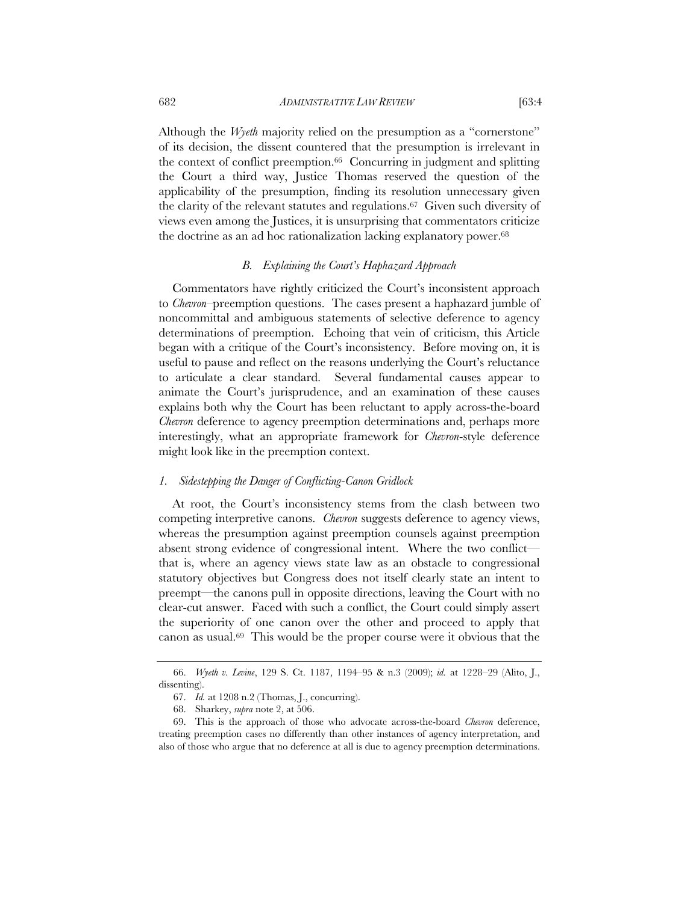Although the *Wyeth* majority relied on the presumption as a "cornerstone" of its decision, the dissent countered that the presumption is irrelevant in the context of conflict preemption.[66] Concurring in judgment and splitting the Court a third way, Justice Thomas reserved the question of the applicability of the presumption, finding its resolution unnecessary given the clarity of the relevant statutes and regulations.[67] Given such diversity of views even among the Justices, it is unsurprising that commentators criticize the doctrine as an ad hoc rationalization lacking explanatory power.[68]

### *B. Explaining the Court's Haphazard Approach*

Commentators have rightly criticized the Court's inconsistent approach to *Chevron*–preemption questions. The cases present a haphazard jumble of noncommittal and ambiguous statements of selective deference to agency determinations of preemption. Echoing that vein of criticism, this Article began with a critique of the Court's inconsistency. Before moving on, it is useful to pause and reflect on the reasons underlying the Court's reluctance to articulate a clear standard. Several fundamental causes appear to animate the Court's jurisprudence, and an examination of these causes explains both why the Court has been reluctant to apply across-the-board *Chevron* deference to agency preemption determinations and, perhaps more interestingly, what an appropriate framework for *Chevron*-style deference might look like in the preemption context.

#### *1. Sidestepping the Danger of Conflicting-Canon Gridlock*

At root, the Court's inconsistency stems from the clash between two competing interpretive canons. *Chevron* suggests deference to agency views, whereas the presumption against preemption counsels against preemption absent strong evidence of congressional intent. Where the two conflict—that is, where an agency views state law as an obstacle to congressional statutory objectives but Congress does not itself clearly state an intent to preempt—the canons pull in opposite directions, leaving the Court with no clear-cut answer. Faced with such a conflict, the Court could simply assert the superiority of one canon over the other and proceed to apply that canon as usual.[69] This would be the proper course were it obvious that the

---

66. *Wyeth v. Levine*, 129 S. Ct. 1187, 1194–95 & n.3 (2009); *id.* at 1228–29 (Alito, J., dissenting).

67. *Id.* at 1208 n.2 (Thomas, J., concurring).

68. Sharkey, *supra* note 2, at 506.

69. This is the approach of those who advocate across-the-board *Chevron* deference, treating preemption cases no differently than other instances of agency interpretation, and also of those who argue that no deference at all is due to agency preemption determinations.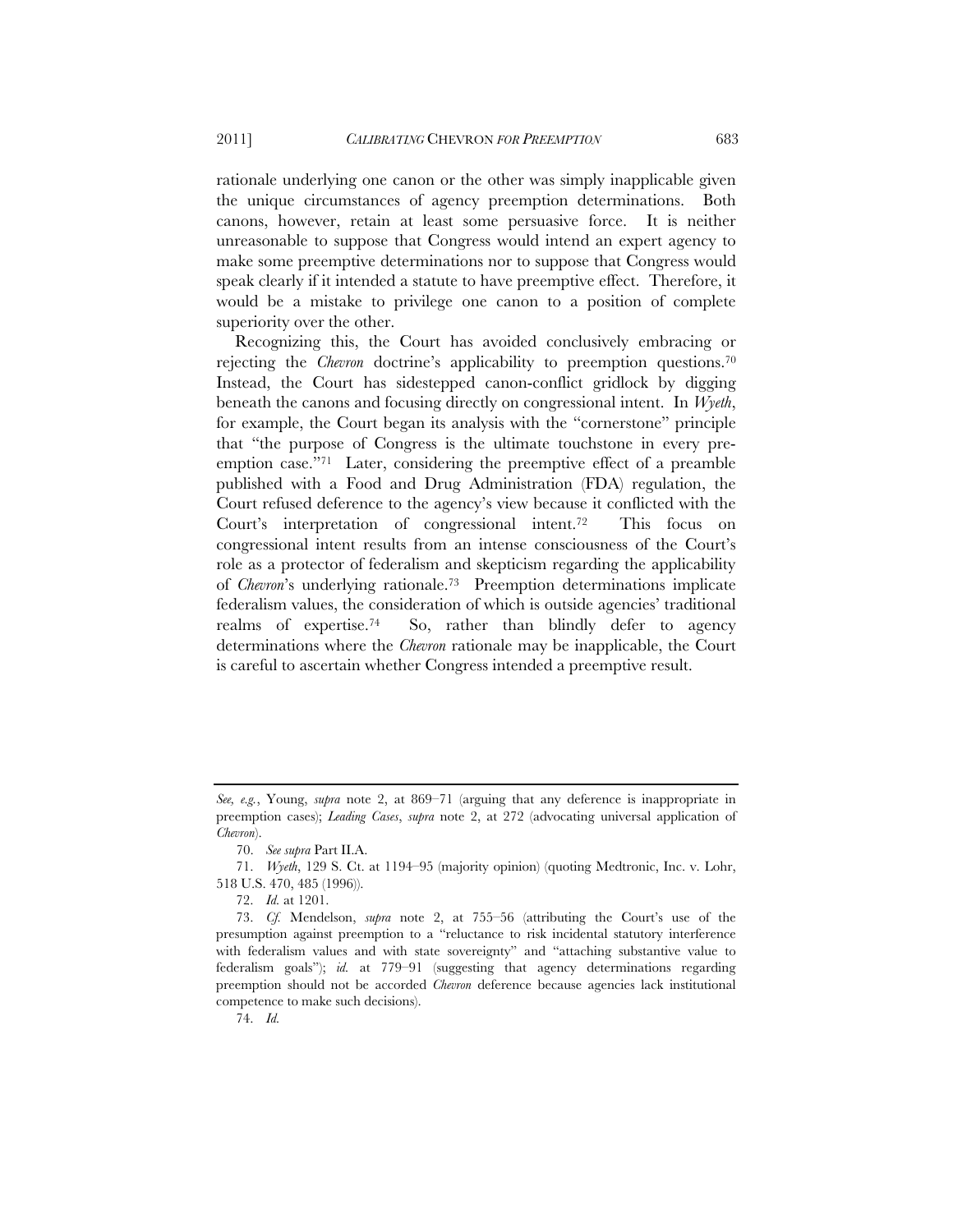rationale underlying one canon or the other was simply inapplicable given the unique circumstances of agency preemption determinations. Both canons, however, retain at least some persuasive force. It is neither unreasonable to suppose that Congress would intend an expert agency to make some preemptive determinations nor to suppose that Congress would speak clearly if it intended a statute to have preemptive effect. Therefore, it would be a mistake to privilege one canon to a position of complete superiority over the other.

Recognizing this, the Court has avoided conclusively embracing or rejecting the *Chevron* doctrine's applicability to preemption questions.[70] Instead, the Court has sidestepped canon-conflict gridlock by digging beneath the canons and focusing directly on congressional intent. In *Wyeth*, for example, the Court began its analysis with the "cornerstone" principle that "the purpose of Congress is the ultimate touchstone in every preemption case."[71] Later, considering the preemptive effect of a preamble published with a Food and Drug Administration (FDA) regulation, the Court refused deference to the agency's view because it conflicted with the Court's interpretation of congressional intent.[72] This focus on congressional intent results from an intense consciousness of the Court's role as a protector of federalism and skepticism regarding the applicability of *Chevron*'s underlying rationale.[73] Preemption determinations implicate federalism values, the consideration of which is outside agencies' traditional realms of expertise.[74] So, rather than blindly defer to agency determinations where the *Chevron* rationale may be inapplicable, the Court is careful to ascertain whether Congress intended a preemptive result.

---

*See, e.g.*, Young, *supra* note 2, at 869–71 (arguing that any deference is inappropriate in preemption cases); *Leading Cases*, *supra* note 2, at 272 (advocating universal application of *Chevron*).

70. *See supra* Part II.A.

71. *Wyeth*, 129 S. Ct. at 1194–95 (majority opinion) (quoting Medtronic, Inc. v. Lohr, 518 U.S. 470, 485 (1996)).

72. *Id.* at 1201.

73. *Cf.* Mendelson, *supra* note 2, at 755–56 (attributing the Court's use of the presumption against preemption to a "reluctance to risk incidental statutory interference with federalism values and with state sovereignty" and "attaching substantive value to federalism goals"); *id.* at 779–91 (suggesting that agency determinations regarding preemption should not be accorded *Chevron* deference because agencies lack institutional competence to make such decisions).

74. *Id.*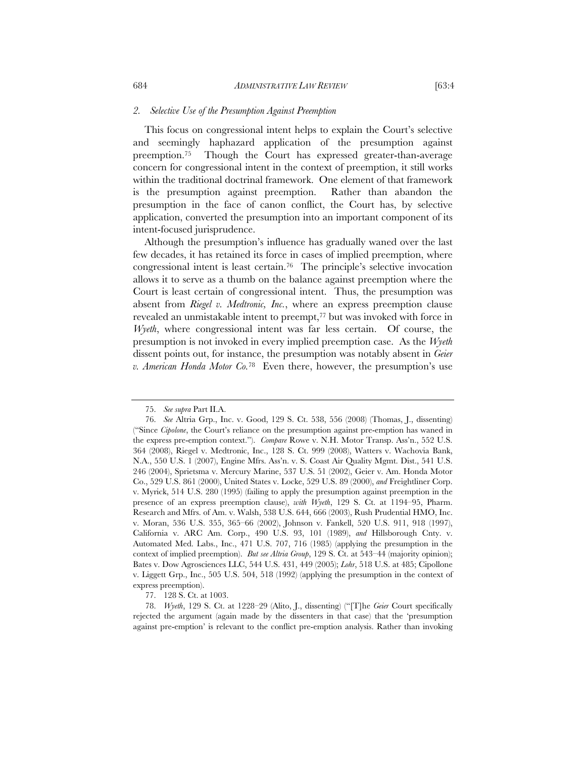### *2. Selective Use of the Presumption Against Preemption*

This focus on congressional intent helps to explain the Court's selective and seemingly haphazard application of the presumption against preemption.[75] Though the Court has expressed greater-than-average concern for congressional intent in the context of preemption, it still works within the traditional doctrinal framework. One element of that framework is the presumption against preemption. Rather than abandon the presumption in the face of canon conflict, the Court has, by selective application, converted the presumption into an important component of its intent-focused jurisprudence.

Although the presumption's influence has gradually waned over the last few decades, it has retained its force in cases of implied preemption, where congressional intent is least certain.[76] The principle's selective invocation allows it to serve as a thumb on the balance against preemption where the Court is least certain of congressional intent. Thus, the presumption was absent from *Riegel v. Medtronic, Inc.*, where an express preemption clause revealed an unmistakable intent to preempt,[77] but was invoked with force in *Wyeth*, where congressional intent was far less certain. Of course, the presumption is not invoked in every implied preemption case. As the *Wyeth* dissent points out, for instance, the presumption was notably absent in *Geier v. American Honda Motor Co.*[78] Even there, however, the presumption's use

---

75. *See supra* Part II.A.

76. *See* Altria Grp., Inc. v. Good, 129 S. Ct. 538, 556 (2008) (Thomas, J., dissenting) ("Since *Cipolone*, the Court's reliance on the presumption against pre-emption has waned in the express pre-emption context."). *Compare* Rowe v. N.H. Motor Transp. Ass'n., 552 U.S. 364 (2008), Riegel v. Medtronic, Inc., 128 S. Ct. 999 (2008), Watters v. Wachovia Bank, N.A., 550 U.S. 1 (2007), Engine Mfrs. Ass'n. v. S. Coast Air Quality Mgmt. Dist., 541 U.S. 246 (2004), Sprietsma v. Mercury Marine, 537 U.S. 51 (2002), Geier v. Am. Honda Motor Co., 529 U.S. 861 (2000), United States v. Locke, 529 U.S. 89 (2000), *and* Freightliner Corp. v. Myrick, 514 U.S. 280 (1995) (failing to apply the presumption against preemption in the presence of an express preemption clause), *with Wyeth*, 129 S. Ct. at 1194–95, Pharm. Research and Mfrs. of Am. v. Walsh, 538 U.S. 644, 666 (2003), Rush Prudential HMO, Inc. v. Moran, 536 U.S. 355, 365–66 (2002), Johnson v. Fankell, 520 U.S. 911, 918 (1997), California v. ARC Am. Corp., 490 U.S. 93, 101 (1989), *and* Hillsborough Cnty. v. Automated Med. Labs., Inc., 471 U.S. 707, 716 (1985) (applying the presumption in the context of implied preemption). *But see Altria Group*, 129 S. Ct. at 543–44 (majority opinion); Bates v. Dow Agrosciences LLC, 544 U.S. 431, 449 (2005); *Lohr*, 518 U.S. at 485; Cipollone v. Liggett Grp., Inc., 505 U.S. 504, 518 (1992) (applying the presumption in the context of express preemption).

77. 128 S. Ct. at 1003.

78. *Wyeth*, 129 S. Ct. at 1228–29 (Alito, J., dissenting) ("[T]he *Geier* Court specifically rejected the argument (again made by the dissenters in that case) that the 'presumption against pre-emption' is relevant to the conflict pre-emption analysis. Rather than invoking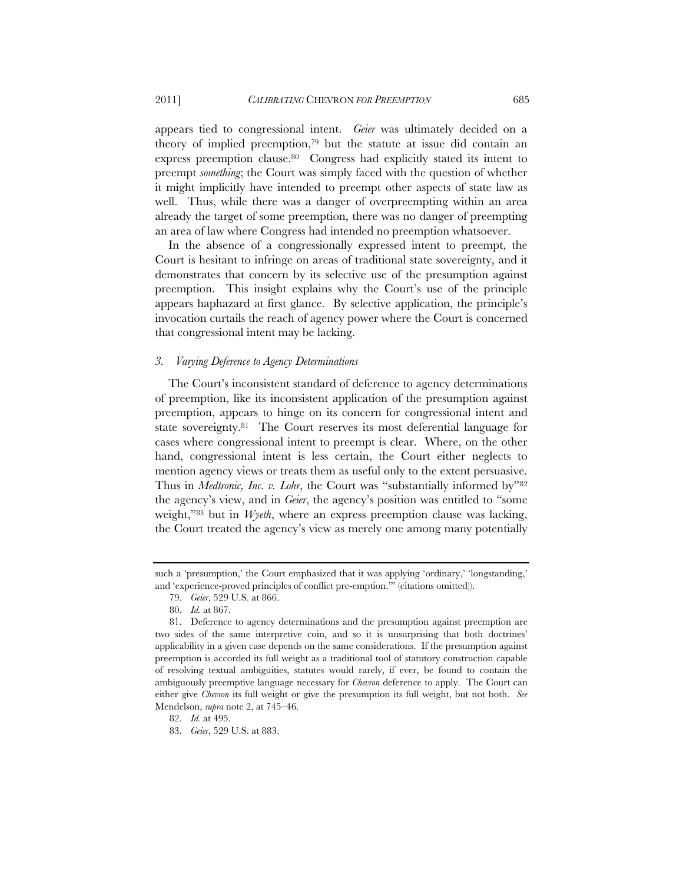appears tied to congressional intent. *Geier* was ultimately decided on a theory of implied preemption,[79] but the statute at issue did contain an express preemption clause.[80] Congress had explicitly stated its intent to preempt *something*; the Court was simply faced with the question of whether it might implicitly have intended to preempt other aspects of state law as well. Thus, while there was a danger of overpreempting within an area already the target of some preemption, there was no danger of preempting an area of law where Congress had intended no preemption whatsoever.

In the absence of a congressionally expressed intent to preempt, the Court is hesitant to infringe on areas of traditional state sovereignty, and it demonstrates that concern by its selective use of the presumption against preemption. This insight explains why the Court's use of the principle appears haphazard at first glance. By selective application, the principle's invocation curtails the reach of agency power where the Court is concerned that congressional intent may be lacking.

### *3. Varying Deference to Agency Determinations*

The Court's inconsistent standard of deference to agency determinations of preemption, like its inconsistent application of the presumption against preemption, appears to hinge on its concern for congressional intent and state sovereignty.[81] The Court reserves its most deferential language for cases where congressional intent to preempt is clear. Where, on the other hand, congressional intent is less certain, the Court either neglects to mention agency views or treats them as useful only to the extent persuasive. Thus in *Medtronic, Inc. v. Lohr*, the Court was "substantially informed by"[82] the agency's view, and in *Geier*, the agency's position was entitled to "some weight,"[83] but in *Wyeth*, where an express preemption clause was lacking, the Court treated the agency's view as merely one among many potentially

---

such a 'presumption,' the Court emphasized that it was applying 'ordinary,' 'longstanding,' and 'experience-proved principles of conflict pre-emption.'" (citations omitted)).

79. *Geier*, 529 U.S. at 866.

80. *Id.* at 867.

81. Deference to agency determinations and the presumption against preemption are two sides of the same interpretive coin, and so it is unsurprising that both doctrines' applicability in a given case depends on the same considerations. If the presumption against preemption is accorded its full weight as a traditional tool of statutory construction capable of resolving textual ambiguities, statutes would rarely, if ever, be found to contain the ambiguously preemptive language necessary for *Chevron* deference to apply. The Court can either give *Chevron* its full weight or give the presumption its full weight, but not both. *See* Mendelson, *supra* note 2, at 745–46.

82. *Id.* at 495.

83. *Geier*, 529 U.S. at 883.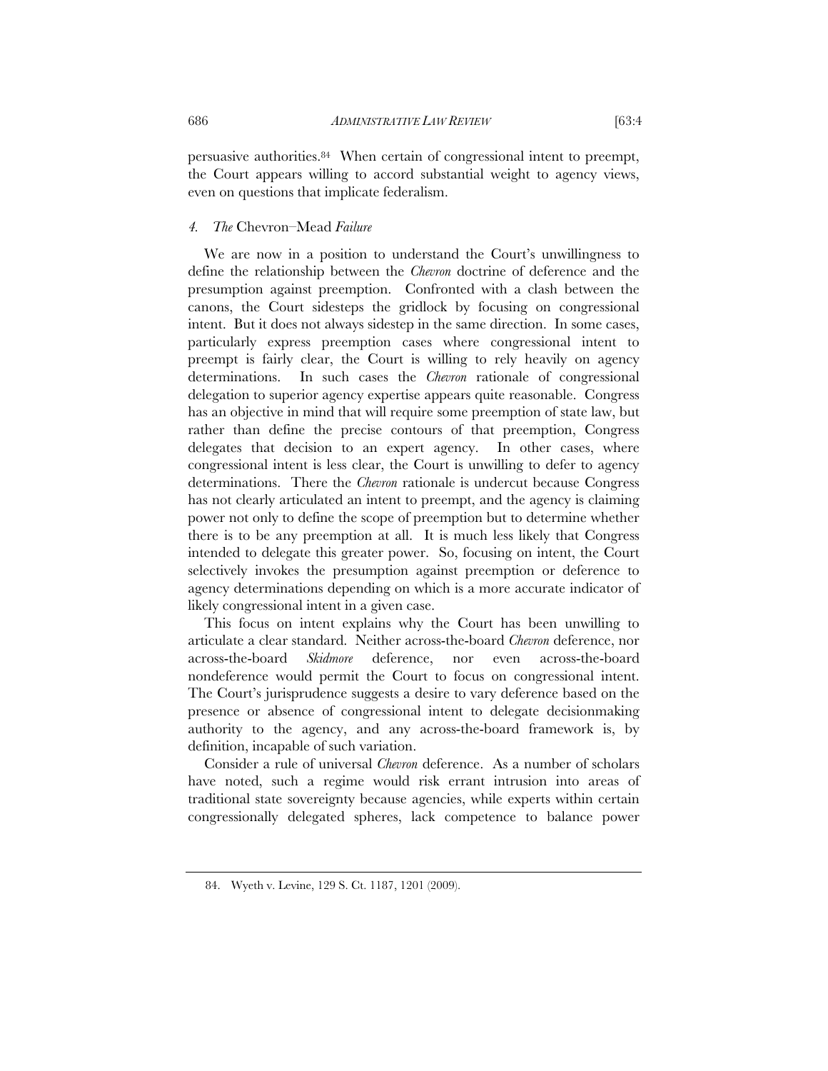persuasive authorities.[84] When certain of congressional intent to preempt, the Court appears willing to accord substantial weight to agency views, even on questions that implicate federalism.

#### *4. The* Chevron–Mead *Failure*

We are now in a position to understand the Court's unwillingness to define the relationship between the *Chevron* doctrine of deference and the presumption against preemption. Confronted with a clash between the canons, the Court sidesteps the gridlock by focusing on congressional intent. But it does not always sidestep in the same direction. In some cases, particularly express preemption cases where congressional intent to preempt is fairly clear, the Court is willing to rely heavily on agency determinations. In such cases the *Chevron* rationale of congressional delegation to superior agency expertise appears quite reasonable. Congress has an objective in mind that will require some preemption of state law, but rather than define the precise contours of that preemption, Congress delegates that decision to an expert agency. In other cases, where congressional intent is less clear, the Court is unwilling to defer to agency determinations. There the *Chevron* rationale is undercut because Congress has not clearly articulated an intent to preempt, and the agency is claiming power not only to define the scope of preemption but to determine whether there is to be any preemption at all. It is much less likely that Congress intended to delegate this greater power. So, focusing on intent, the Court selectively invokes the presumption against preemption or deference to agency determinations depending on which is a more accurate indicator of likely congressional intent in a given case.

This focus on intent explains why the Court has been unwilling to articulate a clear standard. Neither across-the-board *Chevron* deference, nor across-the-board *Skidmore* deference, nor even across-the-board nondeference would permit the Court to focus on congressional intent. The Court's jurisprudence suggests a desire to vary deference based on the presence or absence of congressional intent to delegate decisionmaking authority to the agency, and any across-the-board framework is, by definition, incapable of such variation.

Consider a rule of universal *Chevron* deference. As a number of scholars have noted, such a regime would risk errant intrusion into areas of traditional state sovereignty because agencies, while experts within certain congressionally delegated spheres, lack competence to balance power

84. Wyeth v. Levine, 129 S. Ct. 1187, 1201 (2009).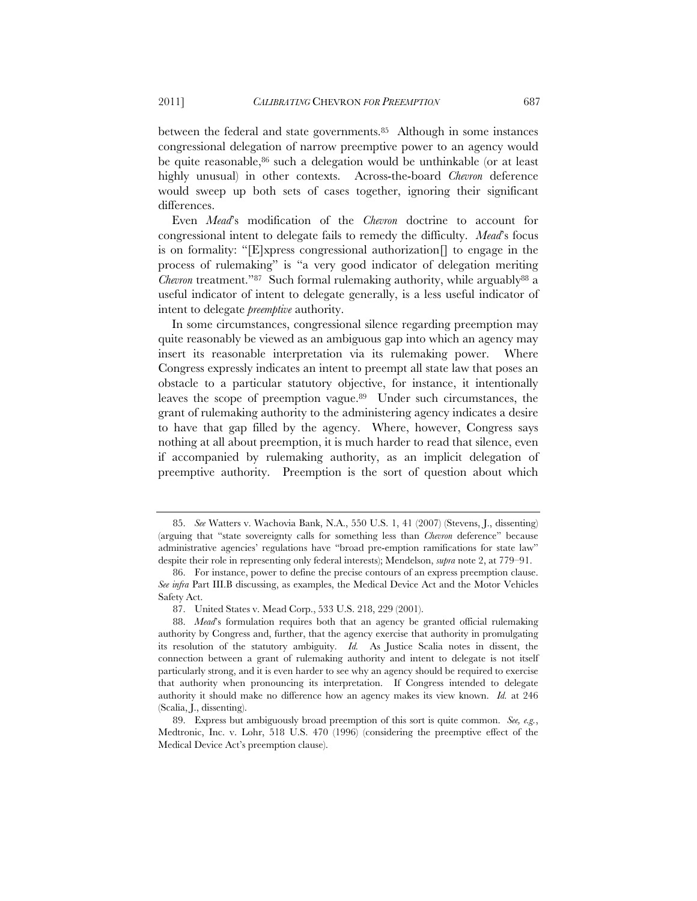between the federal and state governments.[85] Although in some instances congressional delegation of narrow preemptive power to an agency would be quite reasonable,[86] such a delegation would be unthinkable (or at least highly unusual) in other contexts. Across-the-board *Chevron* deference would sweep up both sets of cases together, ignoring their significant differences.

Even *Mead*'s modification of the *Chevron* doctrine to account for congressional intent to delegate fails to remedy the difficulty. *Mead*'s focus is on formality: "[E]xpress congressional authorization[] to engage in the process of rulemaking" is "a very good indicator of delegation meriting *Chevron* treatment."[87] Such formal rulemaking authority, while arguably[88] a useful indicator of intent to delegate generally, is a less useful indicator of intent to delegate *preemptive* authority.

In some circumstances, congressional silence regarding preemption may quite reasonably be viewed as an ambiguous gap into which an agency may insert its reasonable interpretation via its rulemaking power. Where Congress expressly indicates an intent to preempt all state law that poses an obstacle to a particular statutory objective, for instance, it intentionally leaves the scope of preemption vague.[89] Under such circumstances, the grant of rulemaking authority to the administering agency indicates a desire to have that gap filled by the agency. Where, however, Congress says nothing at all about preemption, it is much harder to read that silence, even if accompanied by rulemaking authority, as an implicit delegation of preemptive authority. Preemption is the sort of question about which

---

85. *See* Watters v. Wachovia Bank, N.A., 550 U.S. 1, 41 (2007) (Stevens, J., dissenting) (arguing that "state sovereignty calls for something less than *Chevron* deference" because administrative agencies' regulations have "broad pre-emption ramifications for state law" despite their role in representing only federal interests); Mendelson, *supra* note 2, at 779–91.

86. For instance, power to define the precise contours of an express preemption clause. *See infra* Part III.B discussing, as examples, the Medical Device Act and the Motor Vehicles Safety Act.

87. United States v. Mead Corp., 533 U.S. 218, 229 (2001).

88. *Mead*'s formulation requires both that an agency be granted official rulemaking authority by Congress and, further, that the agency exercise that authority in promulgating its resolution of the statutory ambiguity. *Id.* As Justice Scalia notes in dissent, the connection between a grant of rulemaking authority and intent to delegate is not itself particularly strong, and it is even harder to see why an agency should be required to exercise that authority when pronouncing its interpretation. If Congress intended to delegate authority it should make no difference how an agency makes its view known. *Id.* at 246 (Scalia, J., dissenting).

89. Express but ambiguously broad preemption of this sort is quite common. *See, e.g.*, Medtronic, Inc. v. Lohr, 518 U.S. 470 (1996) (considering the preemptive effect of the Medical Device Act's preemption clause).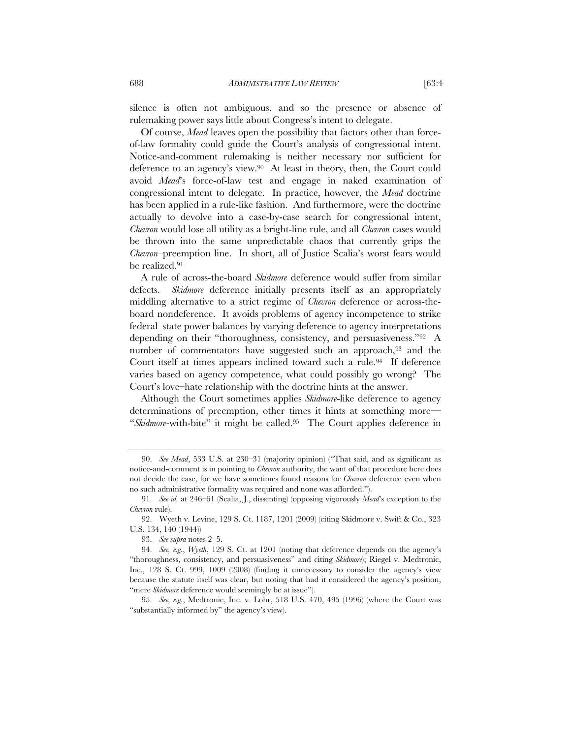silence is often not ambiguous, and so the presence or absence of rulemaking power says little about Congress's intent to delegate.

Of course, *Mead* leaves open the possibility that factors other than force-of-law formality could guide the Court's analysis of congressional intent. Notice-and-comment rulemaking is neither necessary nor sufficient for deference to an agency's view.[90] At least in theory, then, the Court could avoid *Mead*'s force-of-law test and engage in naked examination of congressional intent to delegate. In practice, however, the *Mead* doctrine has been applied in a rule-like fashion. And furthermore, were the doctrine actually to devolve into a case-by-case search for congressional intent, *Chevron* would lose all utility as a bright-line rule, and all *Chevron* cases would be thrown into the same unpredictable chaos that currently grips the *Chevron*–preemption line. In short, all of Justice Scalia's worst fears would be realized.[91]

A rule of across-the-board *Skidmore* deference would suffer from similar defects. *Skidmore* deference initially presents itself as an appropriately middling alternative to a strict regime of *Chevron* deference or across-the-board nondeference. It avoids problems of agency incompetence to strike federal–state power balances by varying deference to agency interpretations depending on their "thoroughness, consistency, and persuasiveness."[92] A number of commentators have suggested such an approach,[93] and the Court itself at times appears inclined toward such a rule.[94] If deference varies based on agency competence, what could possibly go wrong? The Court's love–hate relationship with the doctrine hints at the answer.

Although the Court sometimes applies *Skidmore*-like deference to agency determinations of preemption, other times it hints at something more—"*Skidmore*-with-bite" it might be called.[95] The Court applies deference in

---

90. *See Mead*, 533 U.S. at 230–31 (majority opinion) ("That said, and as significant as notice-and-comment is in pointing to *Chevron* authority, the want of that procedure here does not decide the case, for we have sometimes found reasons for *Chevron* deference even when no such administrative formality was required and none was afforded.").

91. *See id.* at 246–61 (Scalia, J., dissenting) (opposing vigorously *Mead*'s exception to the *Chevron* rule).

92. Wyeth v. Levine, 129 S. Ct. 1187, 1201 (2009) (citing Skidmore v. Swift & Co., 323 U.S. 134, 140 (1944)).

93. *See supra* notes 2–5.

94. *See, e.g.*, *Wyeth*, 129 S. Ct. at 1201 (noting that deference depends on the agency's "thoroughness, consistency, and persuasiveness" and citing *Skidmore*); Riegel v. Medtronic, Inc., 128 S. Ct. 999, 1009 (2008) (finding it unnecessary to consider the agency's view because the statute itself was clear, but noting that had it considered the agency's position, "mere *Skidmore* deference would seemingly be at issue").

95. *See, e.g.*, Medtronic, Inc. v. Lohr, 518 U.S. 470, 495 (1996) (where the Court was "substantially informed by" the agency's view).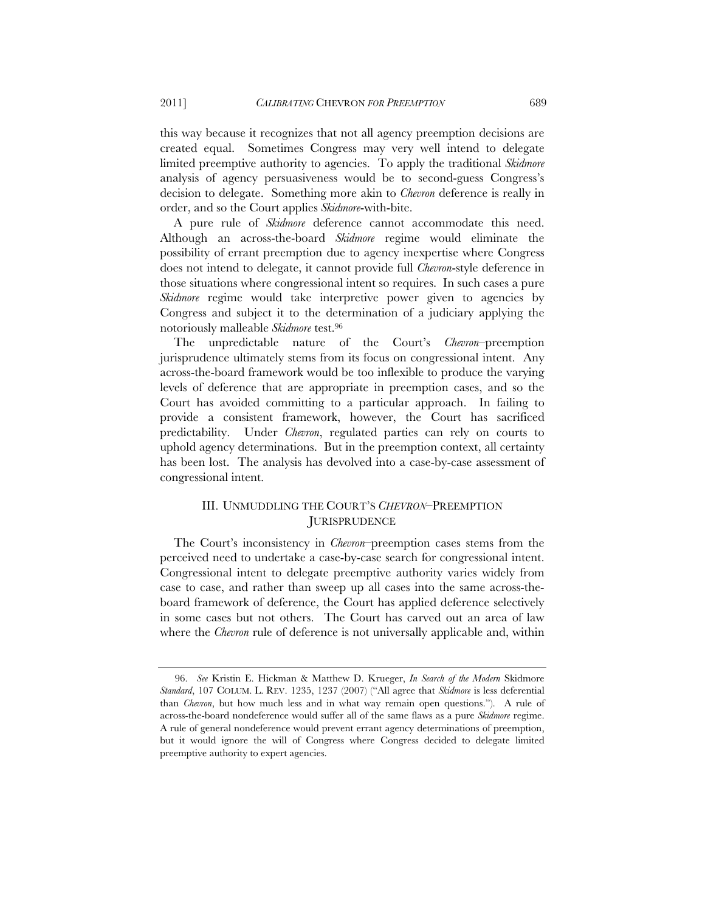this way because it recognizes that not all agency preemption decisions are created equal. Sometimes Congress may very well intend to delegate limited preemptive authority to agencies. To apply the traditional *Skidmore* analysis of agency persuasiveness would be to second-guess Congress's decision to delegate. Something more akin to *Chevron* deference is really in order, and so the Court applies *Skidmore*-with-bite.

A pure rule of *Skidmore* deference cannot accommodate this need. Although an across-the-board *Skidmore* regime would eliminate the possibility of errant preemption due to agency inexpertise where Congress does not intend to delegate, it cannot provide full *Chevron*-style deference in those situations where congressional intent so requires. In such cases a pure *Skidmore* regime would take interpretive power given to agencies by Congress and subject it to the determination of a judiciary applying the notoriously malleable *Skidmore* test.[96]

The unpredictable nature of the Court's *Chevron*–preemption jurisprudence ultimately stems from its focus on congressional intent. Any across-the-board framework would be too inflexible to produce the varying levels of deference that are appropriate in preemption cases, and so the Court has avoided committing to a particular approach. In failing to provide a consistent framework, however, the Court has sacrificed predictability. Under *Chevron*, regulated parties can rely on courts to uphold agency determinations. But in the preemption context, all certainty has been lost. The analysis has devolved into a case-by-case assessment of congressional intent.

## III. UNMUDDLING THE COURT'S *CHEVRON*–PREEMPTION JURISPRUDENCE

The Court's inconsistency in *Chevron*–preemption cases stems from the perceived need to undertake a case-by-case search for congressional intent. Congressional intent to delegate preemptive authority varies widely from case to case, and rather than sweep up all cases into the same across-the-board framework of deference, the Court has applied deference selectively in some cases but not others. The Court has carved out an area of law where the *Chevron* rule of deference is not universally applicable and, within

---

96. *See* Kristin E. Hickman & Matthew D. Krueger, *In Search of the Modern* Skidmore *Standard*, 107 COLUM. L. REV. 1235, 1237 (2007) ("All agree that *Skidmore* is less deferential than *Chevron*, but how much less and in what way remain open questions."). A rule of across-the-board nondeference would suffer all of the same flaws as a pure *Skidmore* regime. A rule of general nondeference would prevent errant agency determinations of preemption, but it would ignore the will of Congress where Congress decided to delegate limited preemptive authority to expert agencies.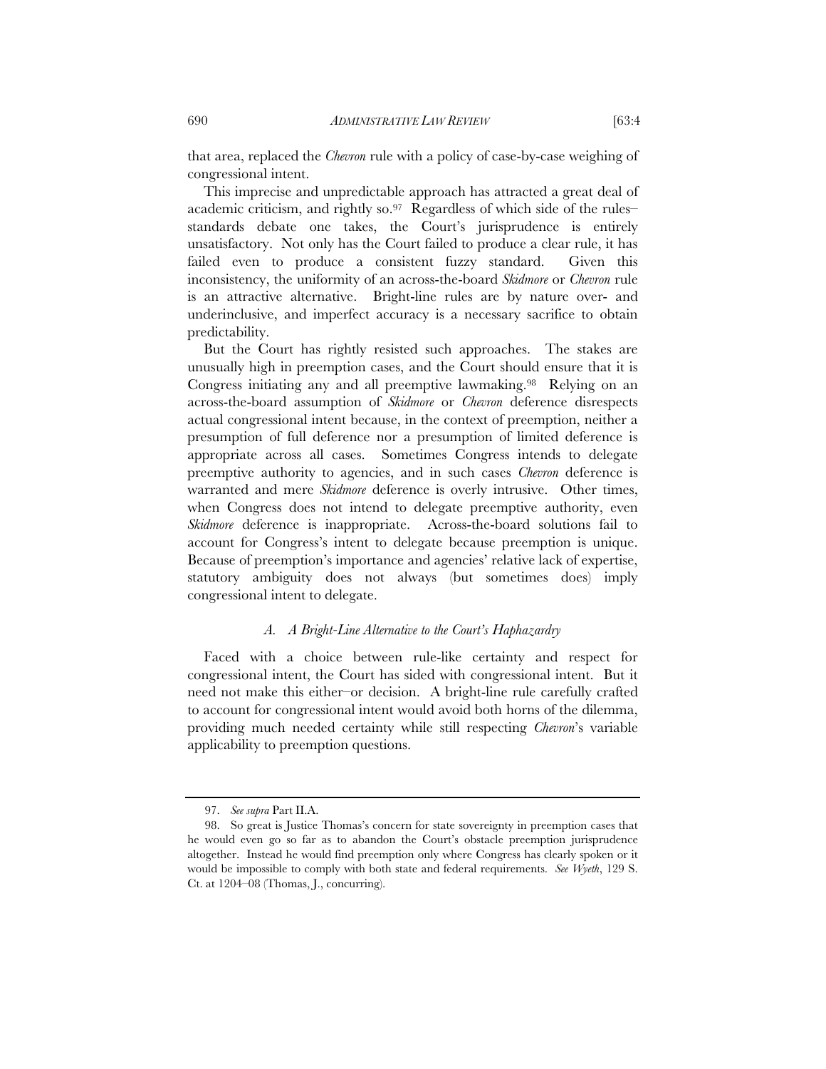that area, replaced the *Chevron* rule with a policy of case-by-case weighing of congressional intent.

This imprecise and unpredictable approach has attracted a great deal of academic criticism, and rightly so.[97] Regardless of which side of the rules–standards debate one takes, the Court's jurisprudence is entirely unsatisfactory. Not only has the Court failed to produce a clear rule, it has failed even to produce a consistent fuzzy standard. Given this inconsistency, the uniformity of an across-the-board *Skidmore* or *Chevron* rule is an attractive alternative. Bright-line rules are by nature over- and underinclusive, and imperfect accuracy is a necessary sacrifice to obtain predictability.

But the Court has rightly resisted such approaches. The stakes are unusually high in preemption cases, and the Court should ensure that it is Congress initiating any and all preemptive lawmaking.[98] Relying on an across-the-board assumption of *Skidmore* or *Chevron* deference disrespects actual congressional intent because, in the context of preemption, neither a presumption of full deference nor a presumption of limited deference is appropriate across all cases. Sometimes Congress intends to delegate preemptive authority to agencies, and in such cases *Chevron* deference is warranted and mere *Skidmore* deference is overly intrusive. Other times, when Congress does not intend to delegate preemptive authority, even *Skidmore* deference is inappropriate. Across-the-board solutions fail to account for Congress's intent to delegate because preemption is unique. Because of preemption's importance and agencies' relative lack of expertise, statutory ambiguity does not always (but sometimes does) imply congressional intent to delegate.

### *A. A Bright-Line Alternative to the Court's Haphazardry*

Faced with a choice between rule-like certainty and respect for congressional intent, the Court has sided with congressional intent. But it need not make this either–or decision. A bright-line rule carefully crafted to account for congressional intent would avoid both horns of the dilemma, providing much needed certainty while still respecting *Chevron*'s variable applicability to preemption questions.

---

97. *See supra* Part II.A.

98. So great is Justice Thomas's concern for state sovereignty in preemption cases that he would even go so far as to abandon the Court's obstacle preemption jurisprudence altogether. Instead he would find preemption only where Congress has clearly spoken or it would be impossible to comply with both state and federal requirements. *See Wyeth*, 129 S. Ct. at 1204–08 (Thomas, J., concurring).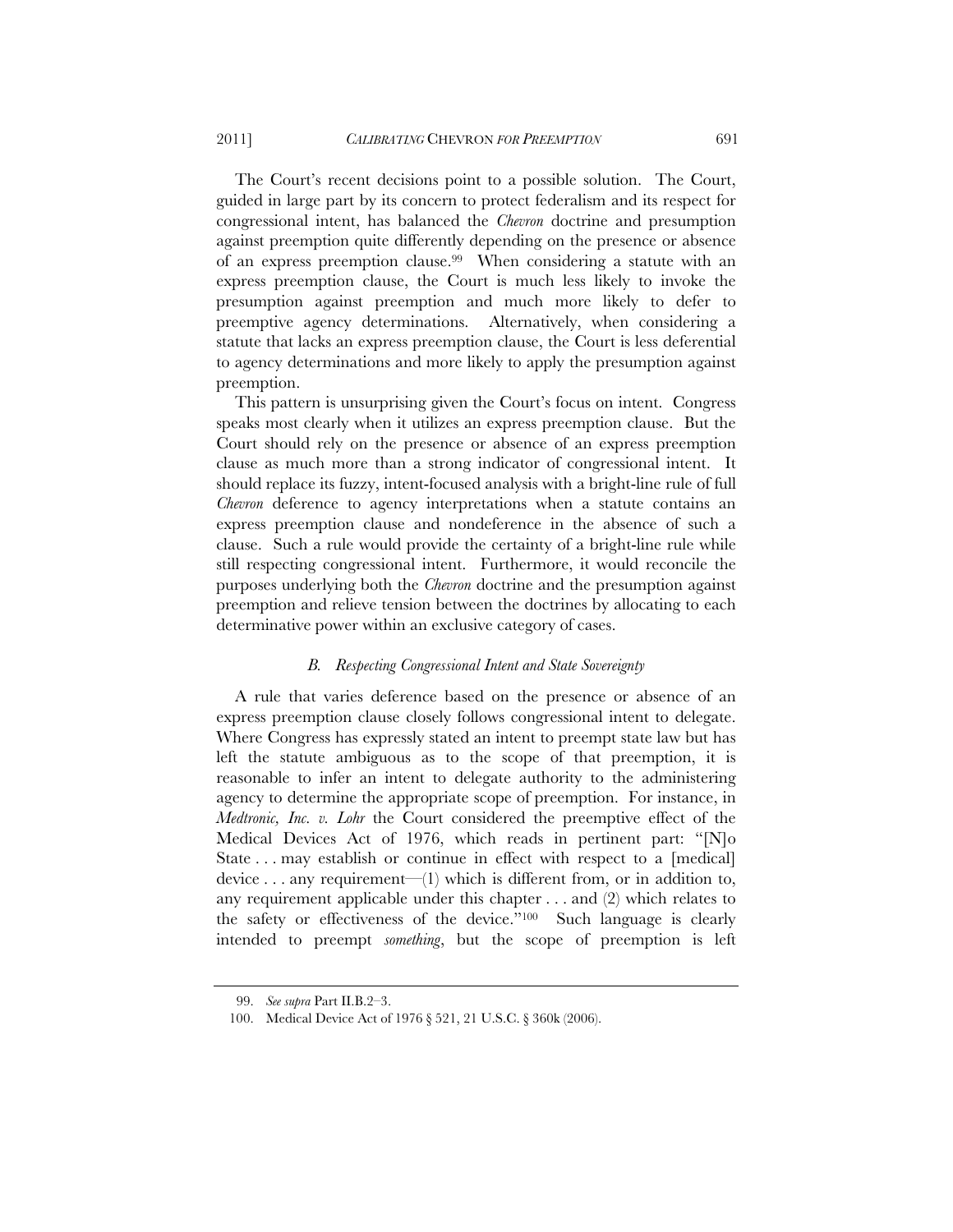The Court's recent decisions point to a possible solution. The Court, guided in large part by its concern to protect federalism and its respect for congressional intent, has balanced the *Chevron* doctrine and presumption against preemption quite differently depending on the presence or absence of an express preemption clause.[99] When considering a statute with an express preemption clause, the Court is much less likely to invoke the presumption against preemption and much more likely to defer to preemptive agency determinations. Alternatively, when considering a statute that lacks an express preemption clause, the Court is less deferential to agency determinations and more likely to apply the presumption against preemption.

This pattern is unsurprising given the Court's focus on intent. Congress speaks most clearly when it utilizes an express preemption clause. But the Court should rely on the presence or absence of an express preemption clause as much more than a strong indicator of congressional intent. It should replace its fuzzy, intent-focused analysis with a bright-line rule of full *Chevron* deference to agency interpretations when a statute contains an express preemption clause and nondeference in the absence of such a clause. Such a rule would provide the certainty of a bright-line rule while still respecting congressional intent. Furthermore, it would reconcile the purposes underlying both the *Chevron* doctrine and the presumption against preemption and relieve tension between the doctrines by allocating to each determinative power within an exclusive category of cases.

### *B. Respecting Congressional Intent and State Sovereignty*

A rule that varies deference based on the presence or absence of an express preemption clause closely follows congressional intent to delegate. Where Congress has expressly stated an intent to preempt state law but has left the statute ambiguous as to the scope of that preemption, it is reasonable to infer an intent to delegate authority to the administering agency to determine the appropriate scope of preemption. For instance, in *Medtronic, Inc. v. Lohr* the Court considered the preemptive effect of the Medical Devices Act of 1976, which reads in pertinent part: "[N]o State . . . may establish or continue in effect with respect to a [medical] device . . . any requirement—(1) which is different from, or in addition to, any requirement applicable under this chapter . . . and (2) which relates to the safety or effectiveness of the device."[100] Such language is clearly intended to preempt *something*, but the scope of preemption is left

---

99. *See supra* Part II.B.2–3.

100. Medical Device Act of 1976 § 521, 21 U.S.C. § 360k (2006).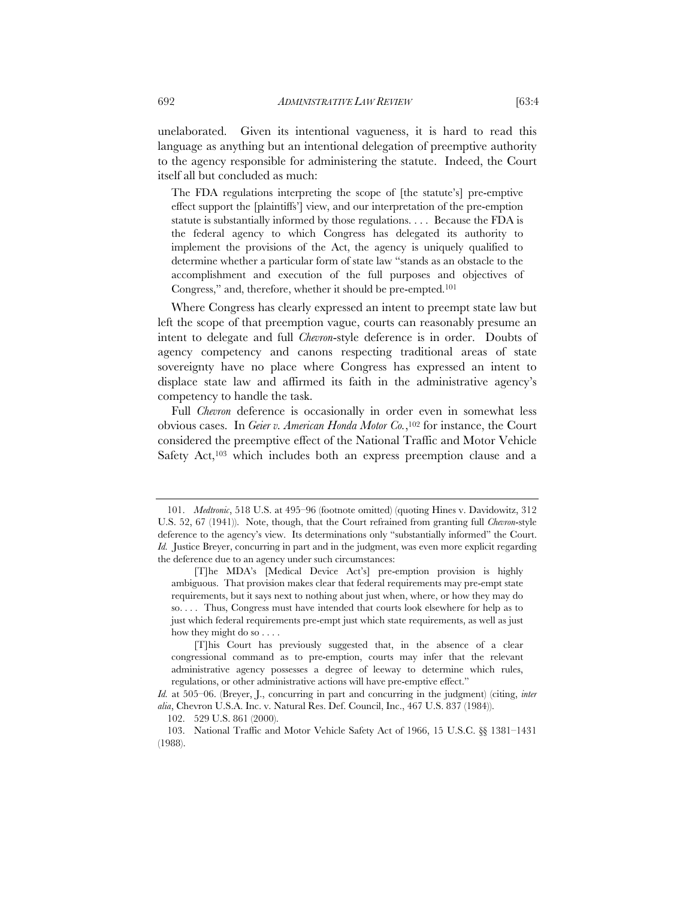unelaborated. Given its intentional vagueness, it is hard to read this language as anything but an intentional delegation of preemptive authority to the agency responsible for administering the statute. Indeed, the Court itself all but concluded as much:

> The FDA regulations interpreting the scope of [the statute's] pre-emptive effect support the [plaintiffs'] view, and our interpretation of the pre-emption statute is substantially informed by those regulations. . . . Because the FDA is the federal agency to which Congress has delegated its authority to implement the provisions of the Act, the agency is uniquely qualified to determine whether a particular form of state law "stands as an obstacle to the accomplishment and execution of the full purposes and objectives of Congress," and, therefore, whether it should be pre-empted.[101]

Where Congress has clearly expressed an intent to preempt state law but left the scope of that preemption vague, courts can reasonably presume an intent to delegate and full *Chevron*-style deference is in order. Doubts of agency competency and canons respecting traditional areas of state sovereignty have no place where Congress has expressed an intent to displace state law and affirmed its faith in the administrative agency's competency to handle the task.

Full *Chevron* deference is occasionally in order even in somewhat less obvious cases. In *Geier v. American Honda Motor Co.*,[102] for instance, the Court considered the preemptive effect of the National Traffic and Motor Vehicle Safety Act,[103] which includes both an express preemption clause and a

---

101. *Medtronic*, 518 U.S. at 495–96 (footnote omitted) (quoting Hines v. Davidowitz, 312 U.S. 52, 67 (1941)). Note, though, that the Court refrained from granting full *Chevron*-style deference to the agency's view. Its determinations only "substantially informed" the Court. *Id.* Justice Breyer, concurring in part and in the judgment, was even more explicit regarding the deference due to an agency under such circumstances:

> [T]he MDA's [Medical Device Act's] pre-emption provision is highly ambiguous. That provision makes clear that federal requirements may pre-empt state requirements, but it says next to nothing about just when, where, or how they may do so. . . . Thus, Congress must have intended that courts look elsewhere for help as to just which federal requirements pre-empt just which state requirements, as well as just how they might do so . . . .
>
> [T]his Court has previously suggested that, in the absence of a clear congressional command as to pre-emption, courts may infer that the relevant administrative agency possesses a degree of leeway to determine which rules, regulations, or other administrative actions will have pre-emptive effect."

*Id.* at 505–06. (Breyer, J., concurring in part and concurring in the judgment) (citing, *inter alia*, Chevron U.S.A. Inc. v. Natural Res. Def. Council, Inc., 467 U.S. 837 (1984)).

102. 529 U.S. 861 (2000).

103. National Traffic and Motor Vehicle Safety Act of 1966, 15 U.S.C. §§ 1381–1431 (1988).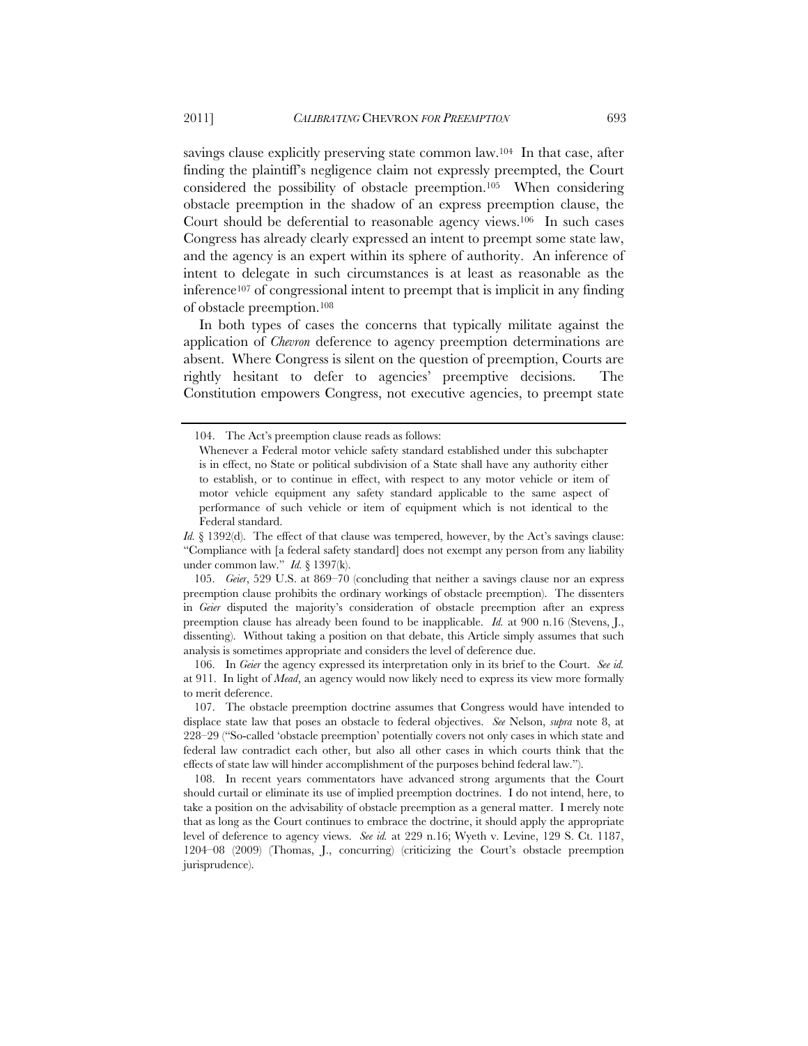savings clause explicitly preserving state common law.[104] In that case, after finding the plaintiff's negligence claim not expressly preempted, the Court considered the possibility of obstacle preemption.[105] When considering obstacle preemption in the shadow of an express preemption clause, the Court should be deferential to reasonable agency views.[106] In such cases Congress has already clearly expressed an intent to preempt some state law, and the agency is an expert within its sphere of authority. An inference of intent to delegate in such circumstances is at least as reasonable as the inference[107] of congressional intent to preempt that is implicit in any finding of obstacle preemption.[108]

In both types of cases the concerns that typically militate against the application of *Chevron* deference to agency preemption determinations are absent. Where Congress is silent on the question of preemption, Courts are rightly hesitant to defer to agencies' preemptive decisions. The Constitution empowers Congress, not executive agencies, to preempt state

---

104. The Act's preemption clause reads as follows:

> Whenever a Federal motor vehicle safety standard established under this subchapter is in effect, no State or political subdivision of a State shall have any authority either to establish, or to continue in effect, with respect to any motor vehicle or item of motor vehicle equipment any safety standard applicable to the same aspect of performance of such vehicle or item of equipment which is not identical to the Federal standard.

*Id.* § 1392(d). The effect of that clause was tempered, however, by the Act's savings clause: "Compliance with [a federal safety standard] does not exempt any person from any liability under common law." *Id.* § 1397(k).

105. *Geier*, 529 U.S. at 869–70 (concluding that neither a savings clause nor an express preemption clause prohibits the ordinary workings of obstacle preemption). The dissenters in *Geier* disputed the majority's consideration of obstacle preemption after an express preemption clause has already been found to be inapplicable. *Id.* at 900 n.16 (Stevens, J., dissenting). Without taking a position on that debate, this Article simply assumes that such analysis is sometimes appropriate and considers the level of deference due.

106. In *Geier* the agency expressed its interpretation only in its brief to the Court. *See id.* at 911. In light of *Mead*, an agency would now likely need to express its view more formally to merit deference.

107. The obstacle preemption doctrine assumes that Congress would have intended to displace state law that poses an obstacle to federal objectives. *See* Nelson, *supra* note 8, at 228–29 ("So-called 'obstacle preemption' potentially covers not only cases in which state and federal law contradict each other, but also all other cases in which courts think that the effects of state law will hinder accomplishment of the purposes behind federal law.").

108. In recent years commentators have advanced strong arguments that the Court should curtail or eliminate its use of implied preemption doctrines. I do not intend, here, to take a position on the advisability of obstacle preemption as a general matter. I merely note that as long as the Court continues to embrace the doctrine, it should apply the appropriate level of deference to agency views. *See id.* at 229 n.16; Wyeth v. Levine, 129 S. Ct. 1187, 1204–08 (2009) (Thomas, J., concurring) (criticizing the Court's obstacle preemption jurisprudence).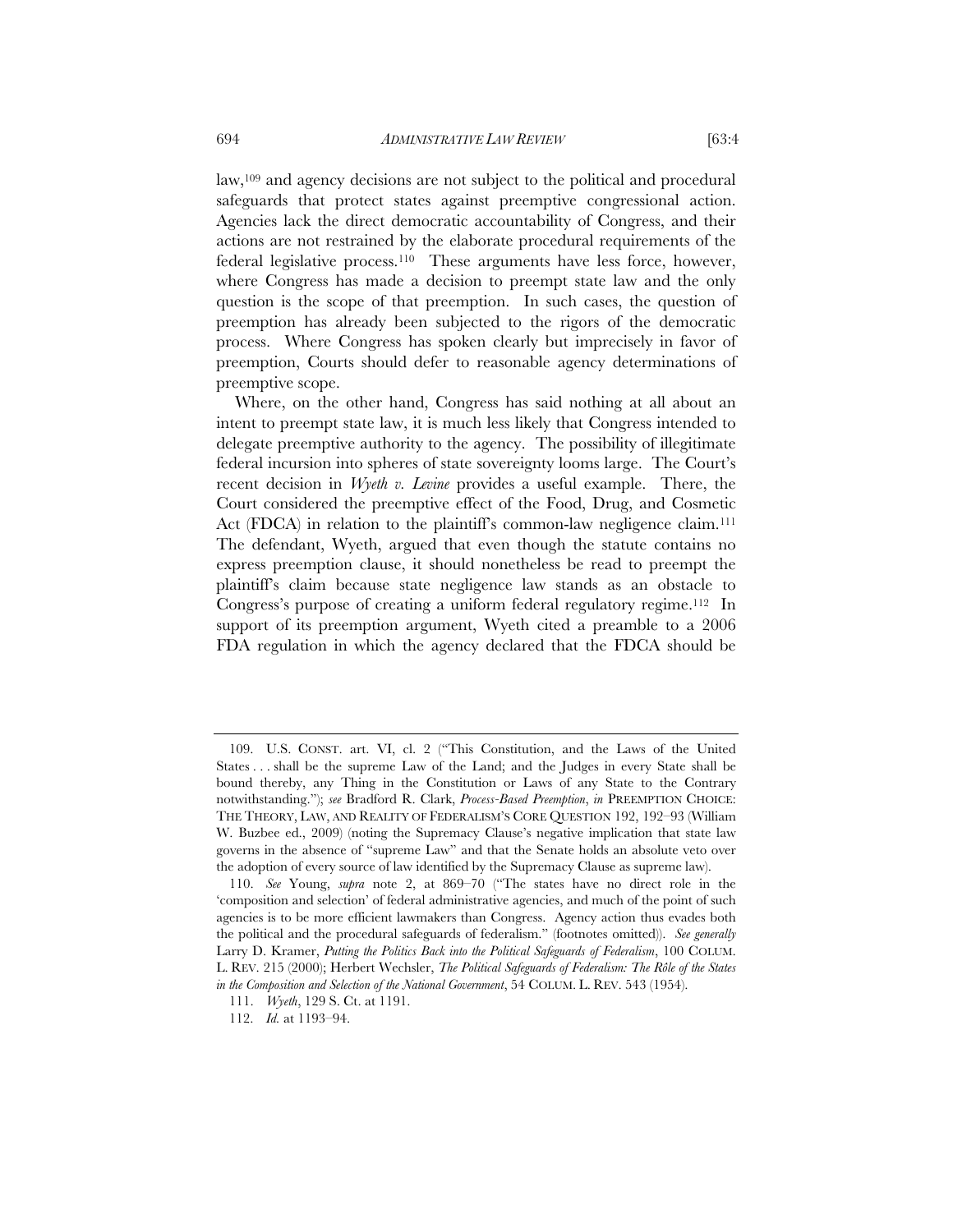law,[109] and agency decisions are not subject to the political and procedural safeguards that protect states against preemptive congressional action. Agencies lack the direct democratic accountability of Congress, and their actions are not restrained by the elaborate procedural requirements of the federal legislative process.[110] These arguments have less force, however, where Congress has made a decision to preempt state law and the only question is the scope of that preemption. In such cases, the question of preemption has already been subjected to the rigors of the democratic process. Where Congress has spoken clearly but imprecisely in favor of preemption, Courts should defer to reasonable agency determinations of preemptive scope.

Where, on the other hand, Congress has said nothing at all about an intent to preempt state law, it is much less likely that Congress intended to delegate preemptive authority to the agency. The possibility of illegitimate federal incursion into spheres of state sovereignty looms large. The Court's recent decision in *Wyeth v. Levine* provides a useful example. There, the Court considered the preemptive effect of the Food, Drug, and Cosmetic Act (FDCA) in relation to the plaintiff's common-law negligence claim.[111] The defendant, Wyeth, argued that even though the statute contains no express preemption clause, it should nonetheless be read to preempt the plaintiff's claim because state negligence law stands as an obstacle to Congress's purpose of creating a uniform federal regulatory regime.[112] In support of its preemption argument, Wyeth cited a preamble to a 2006 FDA regulation in which the agency declared that the FDCA should be

---

109. U.S. CONST. art. VI, cl. 2 ("This Constitution, and the Laws of the United States . . . shall be the supreme Law of the Land; and the Judges in every State shall be bound thereby, any Thing in the Constitution or Laws of any State to the Contrary notwithstanding."); *see* Bradford R. Clark, *Process-Based Preemption*, *in* PREEMPTION CHOICE: THE THEORY, LAW, AND REALITY OF FEDERALISM'S CORE QUESTION 192, 192–93 (William W. Buzbee ed., 2009) (noting the Supremacy Clause's negative implication that state law governs in the absence of "supreme Law" and that the Senate holds an absolute veto over the adoption of every source of law identified by the Supremacy Clause as supreme law).

110. *See* Young, *supra* note 2, at 869–70 ("The states have no direct role in the 'composition and selection' of federal administrative agencies, and much of the point of such agencies is to be more efficient lawmakers than Congress. Agency action thus evades both the political and the procedural safeguards of federalism." (footnotes omitted)). *See generally* Larry D. Kramer, *Putting the Politics Back into the Political Safeguards of Federalism*, 100 COLUM. L. REV. 215 (2000); Herbert Wechsler, *The Political Safeguards of Federalism: The Rôle of the States in the Composition and Selection of the National Government*, 54 COLUM. L. REV. 543 (1954).

111. *Wyeth*, 129 S. Ct. at 1191.

112. *Id.* at 1193–94.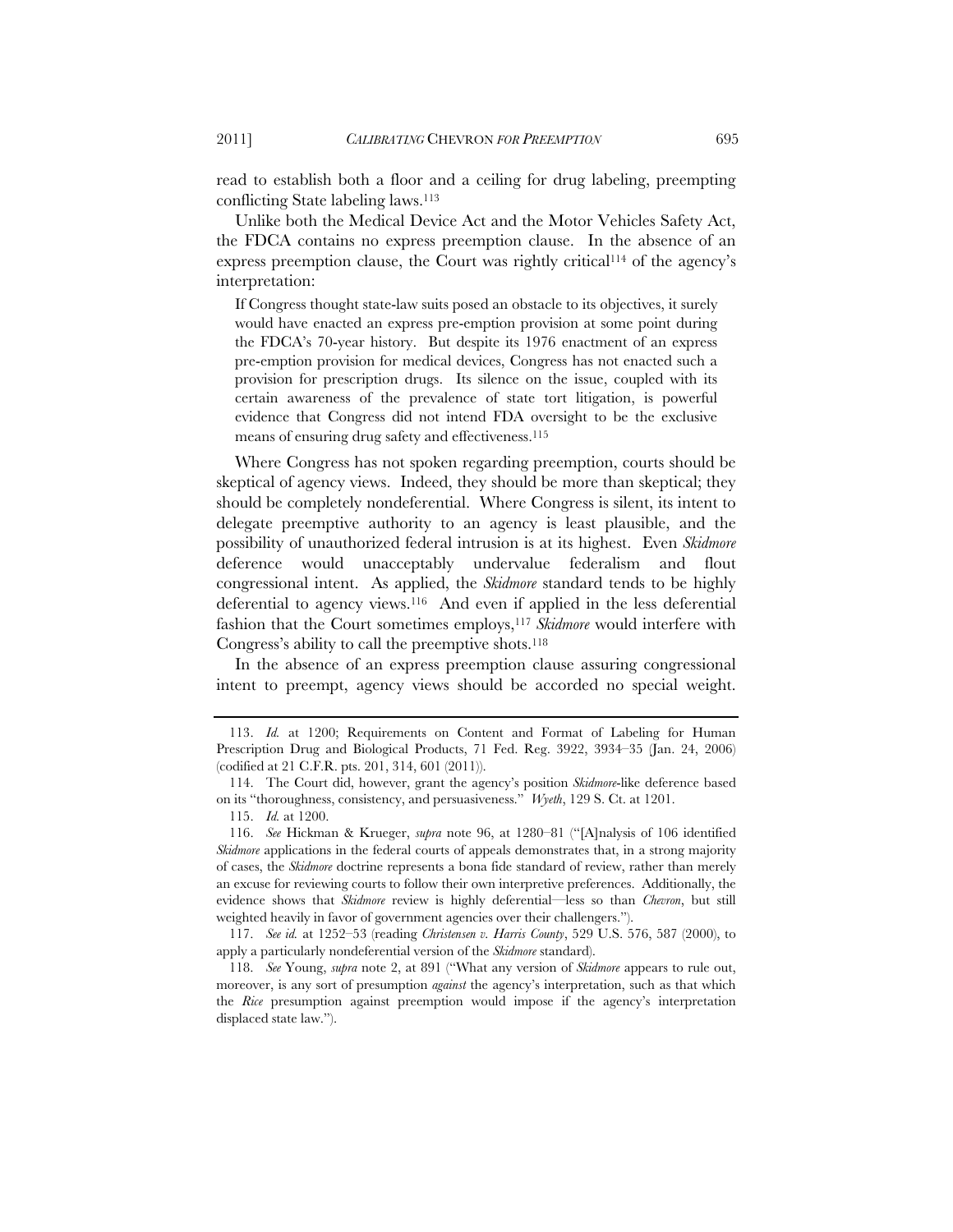read to establish both a floor and a ceiling for drug labeling, preempting conflicting State labeling laws.[113]

Unlike both the Medical Device Act and the Motor Vehicles Safety Act, the FDCA contains no express preemption clause. In the absence of an express preemption clause, the Court was rightly critical[114] of the agency's interpretation:

> If Congress thought state-law suits posed an obstacle to its objectives, it surely would have enacted an express pre-emption provision at some point during the FDCA's 70-year history. But despite its 1976 enactment of an express pre-emption provision for medical devices, Congress has not enacted such a provision for prescription drugs. Its silence on the issue, coupled with its certain awareness of the prevalence of state tort litigation, is powerful evidence that Congress did not intend FDA oversight to be the exclusive means of ensuring drug safety and effectiveness.[115]

Where Congress has not spoken regarding preemption, courts should be skeptical of agency views. Indeed, they should be more than skeptical; they should be completely nondeferential. Where Congress is silent, its intent to delegate preemptive authority to an agency is least plausible, and the possibility of unauthorized federal intrusion is at its highest. Even *Skidmore* deference would unacceptably undervalue federalism and flout congressional intent. As applied, the *Skidmore* standard tends to be highly deferential to agency views.[116] And even if applied in the less deferential fashion that the Court sometimes employs,[117] *Skidmore* would interfere with Congress's ability to call the preemptive shots.[118]

In the absence of an express preemption clause assuring congressional intent to preempt, agency views should be accorded no special weight.

---

113. *Id.* at 1200; Requirements on Content and Format of Labeling for Human Prescription Drug and Biological Products, 71 Fed. Reg. 3922, 3934–35 (Jan. 24, 2006) (codified at 21 C.F.R. pts. 201, 314, 601 (2011)).

114. The Court did, however, grant the agency's position *Skidmore*-like deference based on its "thoroughness, consistency, and persuasiveness." *Wyeth*, 129 S. Ct. at 1201.

115. *Id.* at 1200.

116. *See* Hickman & Krueger, *supra* note 96, at 1280–81 ("[A]nalysis of 106 identified *Skidmore* applications in the federal courts of appeals demonstrates that, in a strong majority of cases, the *Skidmore* doctrine represents a bona fide standard of review, rather than merely an excuse for reviewing courts to follow their own interpretive preferences. Additionally, the evidence shows that *Skidmore* review is highly deferential—less so than *Chevron*, but still weighted heavily in favor of government agencies over their challengers.").

117. *See id.* at 1252–53 (reading *Christensen v. Harris County*, 529 U.S. 576, 587 (2000), to apply a particularly nondeferential version of the *Skidmore* standard).

118. *See* Young, *supra* note 2, at 891 ("What any version of *Skidmore* appears to rule out, moreover, is any sort of presumption *against* the agency's interpretation, such as that which the *Rice* presumption against preemption would impose if the agency's interpretation displaced state law.").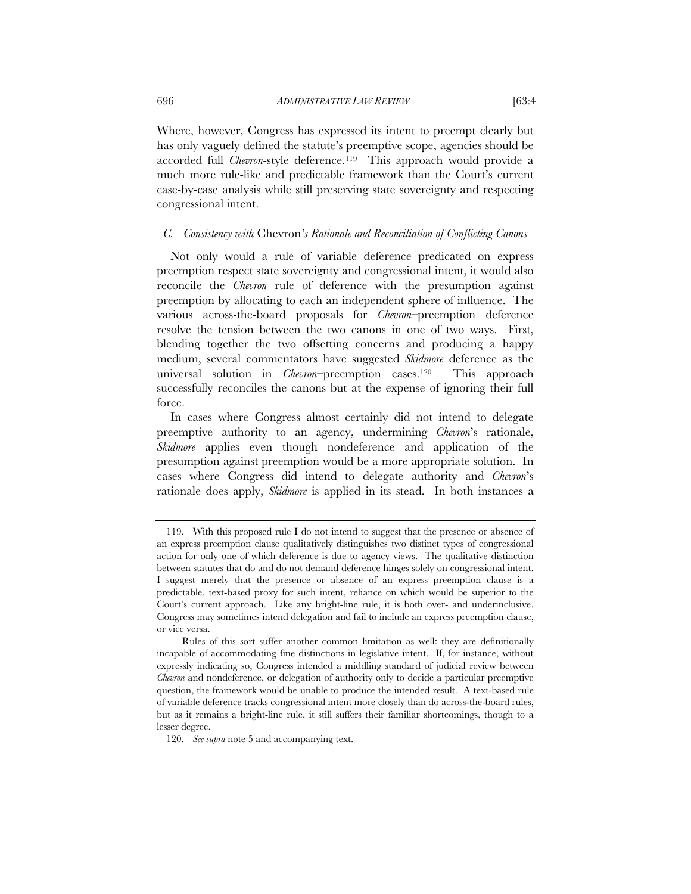Where, however, Congress has expressed its intent to preempt clearly but has only vaguely defined the statute's preemptive scope, agencies should be accorded full *Chevron*-style deference.[119] This approach would provide a much more rule-like and predictable framework than the Court's current case-by-case analysis while still preserving state sovereignty and respecting congressional intent.

### *C. Consistency with* Chevron*'s Rationale and Reconciliation of Conflicting Canons*

Not only would a rule of variable deference predicated on express preemption respect state sovereignty and congressional intent, it would also reconcile the *Chevron* rule of deference with the presumption against preemption by allocating to each an independent sphere of influence. The various across-the-board proposals for *Chevron*–preemption deference resolve the tension between the two canons in one of two ways. First, blending together the two offsetting concerns and producing a happy medium, several commentators have suggested *Skidmore* deference as the universal solution in *Chevron*–preemption cases.[120] This approach successfully reconciles the canons but at the expense of ignoring their full force.

In cases where Congress almost certainly did not intend to delegate preemptive authority to an agency, undermining *Chevron*'s rationale, *Skidmore* applies even though nondeference and application of the presumption against preemption would be a more appropriate solution. In cases where Congress did intend to delegate authority and *Chevron*'s rationale does apply, *Skidmore* is applied in its stead. In both instances a

---

119. With this proposed rule I do not intend to suggest that the presence or absence of an express preemption clause qualitatively distinguishes two distinct types of congressional action for only one of which deference is due to agency views. The qualitative distinction between statutes that do and do not demand deference hinges solely on congressional intent. I suggest merely that the presence or absence of an express preemption clause is a predictable, text-based proxy for such intent, reliance on which would be superior to the Court's current approach. Like any bright-line rule, it is both over- and underinclusive. Congress may sometimes intend delegation and fail to include an express preemption clause, or vice versa.

Rules of this sort suffer another common limitation as well: they are definitionally incapable of accommodating fine distinctions in legislative intent. If, for instance, without expressly indicating so, Congress intended a middling standard of judicial review between *Chevron* and nondeference, or delegation of authority only to decide a particular preemptive question, the framework would be unable to produce the intended result. A text-based rule of variable deference tracks congressional intent more closely than do across-the-board rules, but as it remains a bright-line rule, it still suffers their familiar shortcomings, though to a lesser degree.

120. *See supra* note 5 and accompanying text.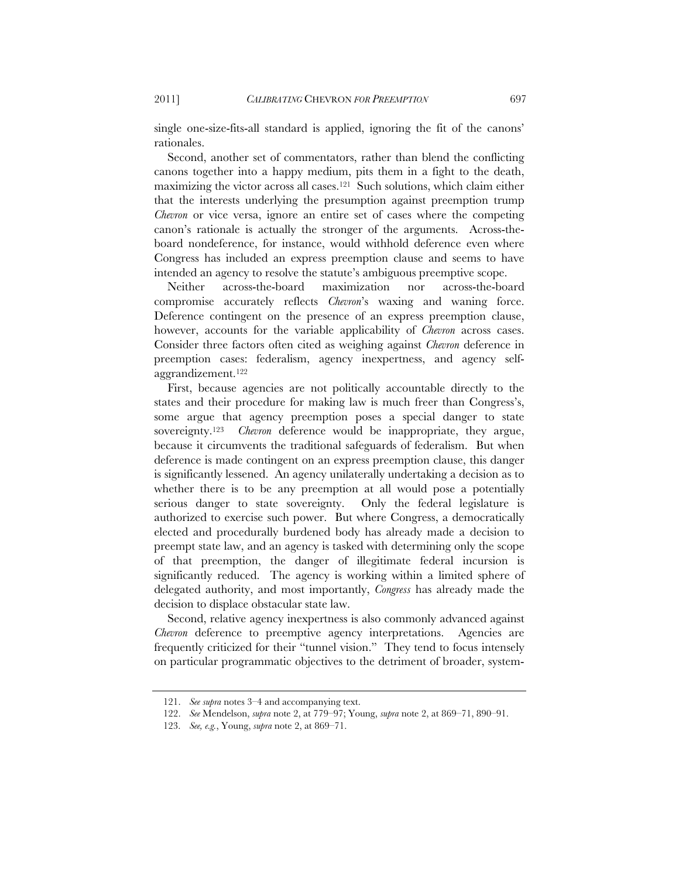single one-size-fits-all standard is applied, ignoring the fit of the canons' rationales.

Second, another set of commentators, rather than blend the conflicting canons together into a happy medium, pits them in a fight to the death, maximizing the victor across all cases.[121] Such solutions, which claim either that the interests underlying the presumption against preemption trump *Chevron* or vice versa, ignore an entire set of cases where the competing canon's rationale is actually the stronger of the arguments. Across-the-board nondeference, for instance, would withhold deference even where Congress has included an express preemption clause and seems to have intended an agency to resolve the statute's ambiguous preemptive scope.

Neither across-the-board maximization nor across-the-board compromise accurately reflects *Chevron*'s waxing and waning force. Deference contingent on the presence of an express preemption clause, however, accounts for the variable applicability of *Chevron* across cases. Consider three factors often cited as weighing against *Chevron* deference in preemption cases: federalism, agency inexpertness, and agency self-aggrandizement.[122]

First, because agencies are not politically accountable directly to the states and their procedure for making law is much freer than Congress's, some argue that agency preemption poses a special danger to state sovereignty.[123] *Chevron* deference would be inappropriate, they argue, because it circumvents the traditional safeguards of federalism. But when deference is made contingent on an express preemption clause, this danger is significantly lessened. An agency unilaterally undertaking a decision as to whether there is to be any preemption at all would pose a potentially serious danger to state sovereignty. Only the federal legislature is authorized to exercise such power. But where Congress, a democratically elected and procedurally burdened body has already made a decision to preempt state law, and an agency is tasked with determining only the scope of that preemption, the danger of illegitimate federal incursion is significantly reduced. The agency is working within a limited sphere of delegated authority, and most importantly, *Congress* has already made the decision to displace obstacular state law.

Second, relative agency inexpertness is also commonly advanced against *Chevron* deference to preemptive agency interpretations. Agencies are frequently criticized for their "tunnel vision." They tend to focus intensely on particular programmatic objectives to the detriment of broader, system-

121. *See supra* notes 3–4 and accompanying text.

122. *See* Mendelson, *supra* note 2, at 779–97; Young, *supra* note 2, at 869–71, 890–91.

123. *See, e.g.*, Young, *supra* note 2, at 869–71.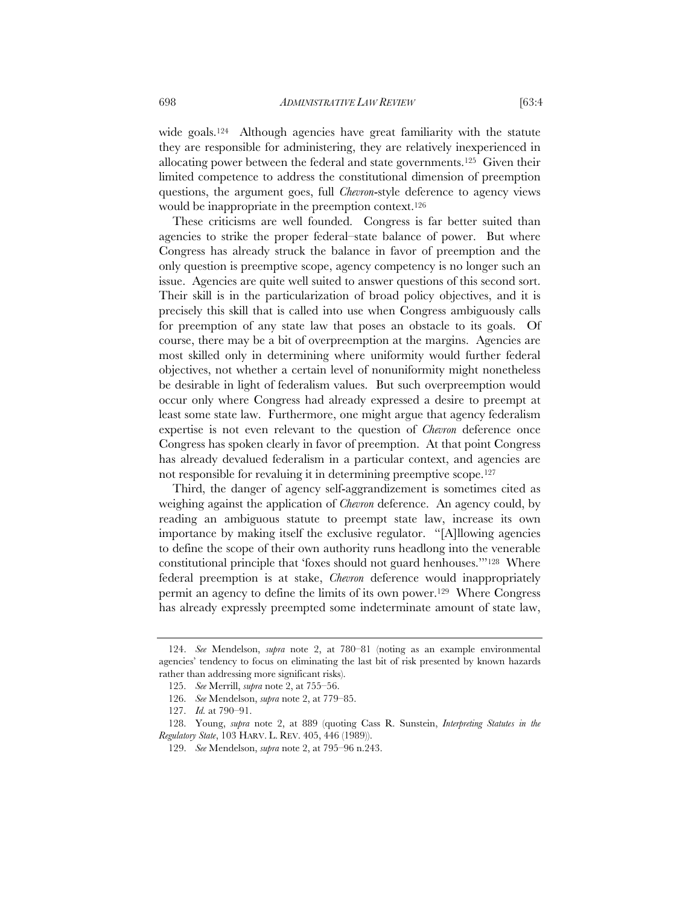wide goals.[124] Although agencies have great familiarity with the statute they are responsible for administering, they are relatively inexperienced in allocating power between the federal and state governments.[125] Given their limited competence to address the constitutional dimension of preemption questions, the argument goes, full *Chevron*-style deference to agency views would be inappropriate in the preemption context.[126]

These criticisms are well founded. Congress is far better suited than agencies to strike the proper federal–state balance of power. But where Congress has already struck the balance in favor of preemption and the only question is preemptive scope, agency competency is no longer such an issue. Agencies are quite well suited to answer questions of this second sort. Their skill is in the particularization of broad policy objectives, and it is precisely this skill that is called into use when Congress ambiguously calls for preemption of any state law that poses an obstacle to its goals. Of course, there may be a bit of overpreemption at the margins. Agencies are most skilled only in determining where uniformity would further federal objectives, not whether a certain level of nonuniformity might nonetheless be desirable in light of federalism values. But such overpreemption would occur only where Congress had already expressed a desire to preempt at least some state law. Furthermore, one might argue that agency federalism expertise is not even relevant to the question of *Chevron* deference once Congress has spoken clearly in favor of preemption. At that point Congress has already devalued federalism in a particular context, and agencies are not responsible for revaluing it in determining preemptive scope.[127]

Third, the danger of agency self-aggrandizement is sometimes cited as weighing against the application of *Chevron* deference. An agency could, by reading an ambiguous statute to preempt state law, increase its own importance by making itself the exclusive regulator. "[A]llowing agencies to define the scope of their own authority runs headlong into the venerable constitutional principle that 'foxes should not guard henhouses.'"[128] Where federal preemption is at stake, *Chevron* deference would inappropriately permit an agency to define the limits of its own power.[129] Where Congress has already expressly preempted some indeterminate amount of state law,

---

124. *See* Mendelson, *supra* note 2, at 780–81 (noting as an example environmental agencies' tendency to focus on eliminating the last bit of risk presented by known hazards rather than addressing more significant risks).

125. *See* Merrill, *supra* note 2, at 755–56.

126. *See* Mendelson, *supra* note 2, at 779–85.

127. *Id.* at 790–91.

128. Young, *supra* note 2, at 889 (quoting Cass R. Sunstein, *Interpreting Statutes in the Regulatory State*, 103 HARV. L. REV. 405, 446 (1989)).

129. *See* Mendelson, *supra* note 2, at 795–96 n.243.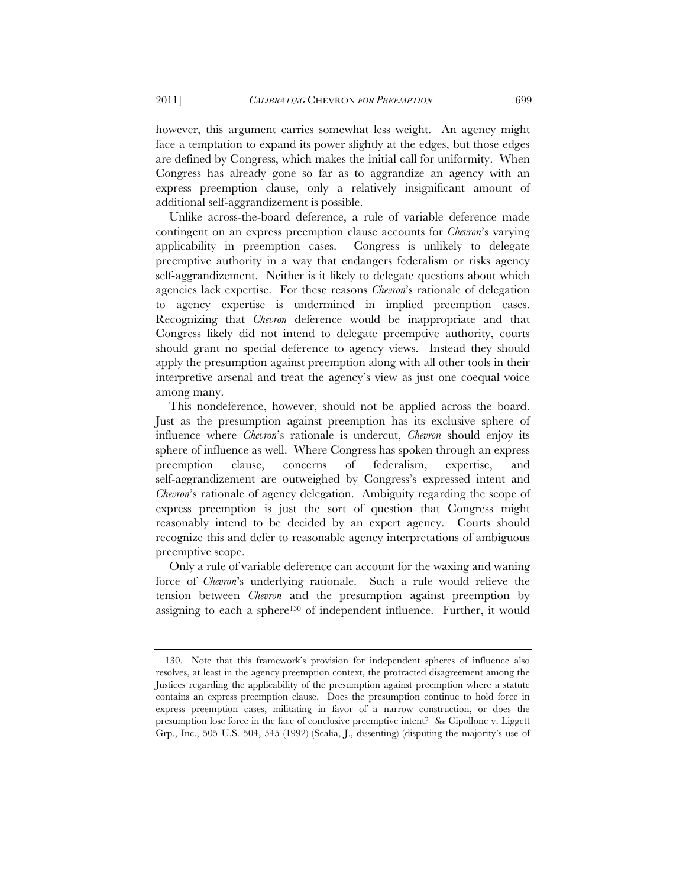however, this argument carries somewhat less weight. An agency might face a temptation to expand its power slightly at the edges, but those edges are defined by Congress, which makes the initial call for uniformity. When Congress has already gone so far as to aggrandize an agency with an express preemption clause, only a relatively insignificant amount of additional self-aggrandizement is possible.

Unlike across-the-board deference, a rule of variable deference made contingent on an express preemption clause accounts for *Chevron*'s varying applicability in preemption cases. Congress is unlikely to delegate preemptive authority in a way that endangers federalism or risks agency self-aggrandizement. Neither is it likely to delegate questions about which agencies lack expertise. For these reasons *Chevron*'s rationale of delegation to agency expertise is undermined in implied preemption cases. Recognizing that *Chevron* deference would be inappropriate and that Congress likely did not intend to delegate preemptive authority, courts should grant no special deference to agency views. Instead they should apply the presumption against preemption along with all other tools in their interpretive arsenal and treat the agency's view as just one coequal voice among many.

This nondeference, however, should not be applied across the board. Just as the presumption against preemption has its exclusive sphere of influence where *Chevron*'s rationale is undercut, *Chevron* should enjoy its sphere of influence as well. Where Congress has spoken through an express preemption clause, concerns of federalism, expertise, and self-aggrandizement are outweighed by Congress's expressed intent and *Chevron*'s rationale of agency delegation. Ambiguity regarding the scope of express preemption is just the sort of question that Congress might reasonably intend to be decided by an expert agency. Courts should recognize this and defer to reasonable agency interpretations of ambiguous preemptive scope.

Only a rule of variable deference can account for the waxing and waning force of *Chevron*'s underlying rationale. Such a rule would relieve the tension between *Chevron* and the presumption against preemption by assigning to each a sphere[130] of independent influence. Further, it would

---

130. Note that this framework's provision for independent spheres of influence also resolves, at least in the agency preemption context, the protracted disagreement among the Justices regarding the applicability of the presumption against preemption where a statute contains an express preemption clause. Does the presumption continue to hold force in express preemption cases, militating in favor of a narrow construction, or does the presumption lose force in the face of conclusive preemptive intent? *See* Cipollone v. Liggett Grp., Inc., 505 U.S. 504, 545 (1992) (Scalia, J., dissenting) (disputing the majority's use of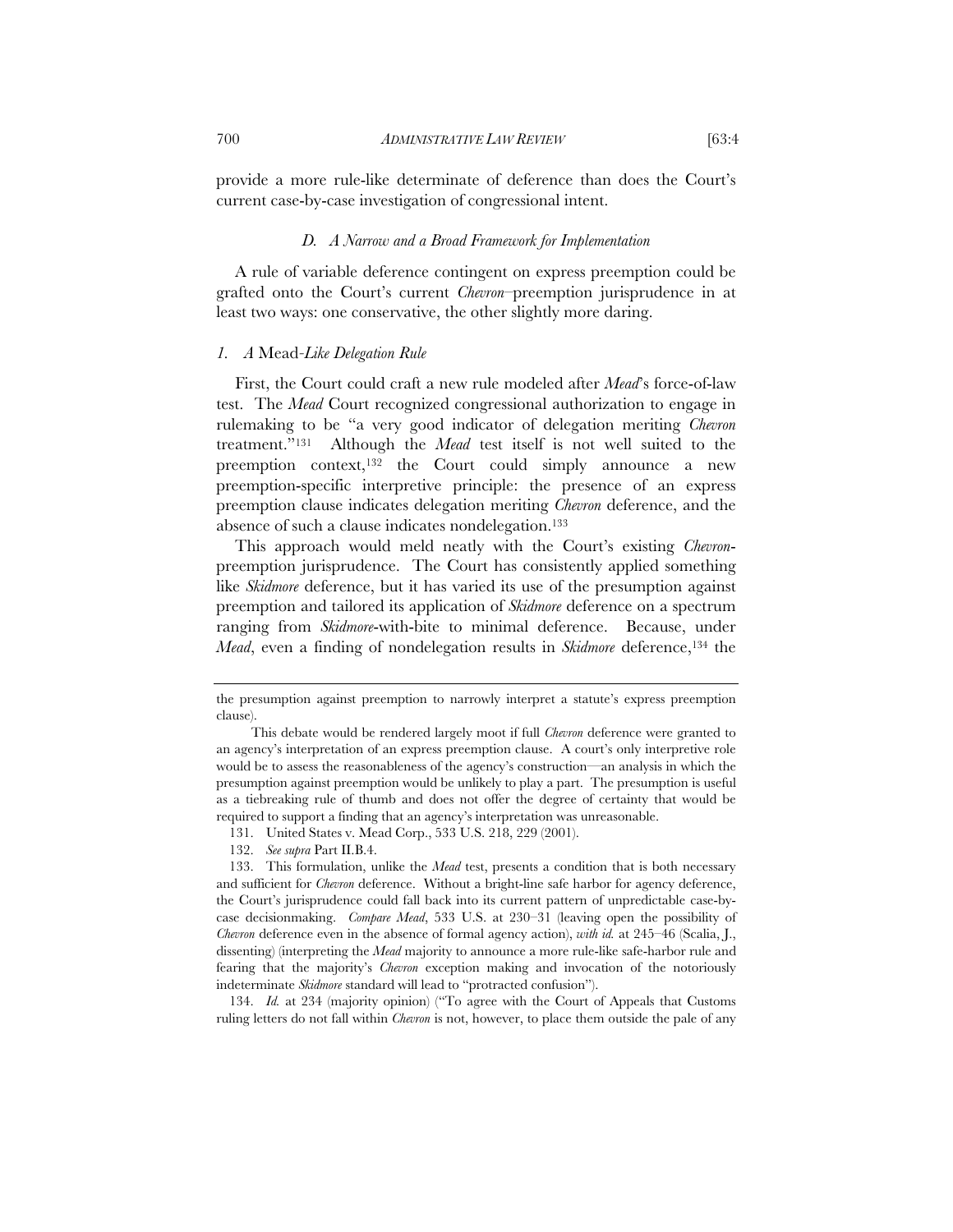provide a more rule-like determinate of deference than does the Court's current case-by-case investigation of congressional intent.

### *D. A Narrow and a Broad Framework for Implementation*

A rule of variable deference contingent on express preemption could be grafted onto the Court's current *Chevron*–preemption jurisprudence in at least two ways: one conservative, the other slightly more daring.

#### *1. A* Mead*-Like Delegation Rule*

First, the Court could craft a new rule modeled after *Mead*'s force-of-law test. The *Mead* Court recognized congressional authorization to engage in rulemaking to be "a very good indicator of delegation meriting *Chevron* treatment."[131] Although the *Mead* test itself is not well suited to the preemption context,[132] the Court could simply announce a new preemption-specific interpretive principle: the presence of an express preemption clause indicates delegation meriting *Chevron* deference, and the absence of such a clause indicates nondelegation.[133]

This approach would meld neatly with the Court's existing *Chevron*-preemption jurisprudence. The Court has consistently applied something like *Skidmore* deference, but it has varied its use of the presumption against preemption and tailored its application of *Skidmore* deference on a spectrum ranging from *Skidmore*-with-bite to minimal deference. Because, under *Mead*, even a finding of nondelegation results in *Skidmore* deference,[134] the

---

the presumption against preemption to narrowly interpret a statute's express preemption clause).

This debate would be rendered largely moot if full *Chevron* deference were granted to an agency's interpretation of an express preemption clause. A court's only interpretive role would be to assess the reasonableness of the agency's construction—an analysis in which the presumption against preemption would be unlikely to play a part. The presumption is useful as a tiebreaking rule of thumb and does not offer the degree of certainty that would be required to support a finding that an agency's interpretation was unreasonable.

131. United States v. Mead Corp., 533 U.S. 218, 229 (2001).

132. *See supra* Part II.B.4.

133. This formulation, unlike the *Mead* test, presents a condition that is both necessary and sufficient for *Chevron* deference. Without a bright-line safe harbor for agency deference, the Court's jurisprudence could fall back into its current pattern of unpredictable case-by-case decisionmaking. *Compare Mead*, 533 U.S. at 230–31 (leaving open the possibility of *Chevron* deference even in the absence of formal agency action), *with id.* at 245–46 (Scalia, J., dissenting) (interpreting the *Mead* majority to announce a more rule-like safe-harbor rule and fearing that the majority's *Chevron* exception making and invocation of the notoriously indeterminate *Skidmore* standard will lead to "protracted confusion").

134. *Id.* at 234 (majority opinion) ("To agree with the Court of Appeals that Customs ruling letters do not fall within *Chevron* is not, however, to place them outside the pale of any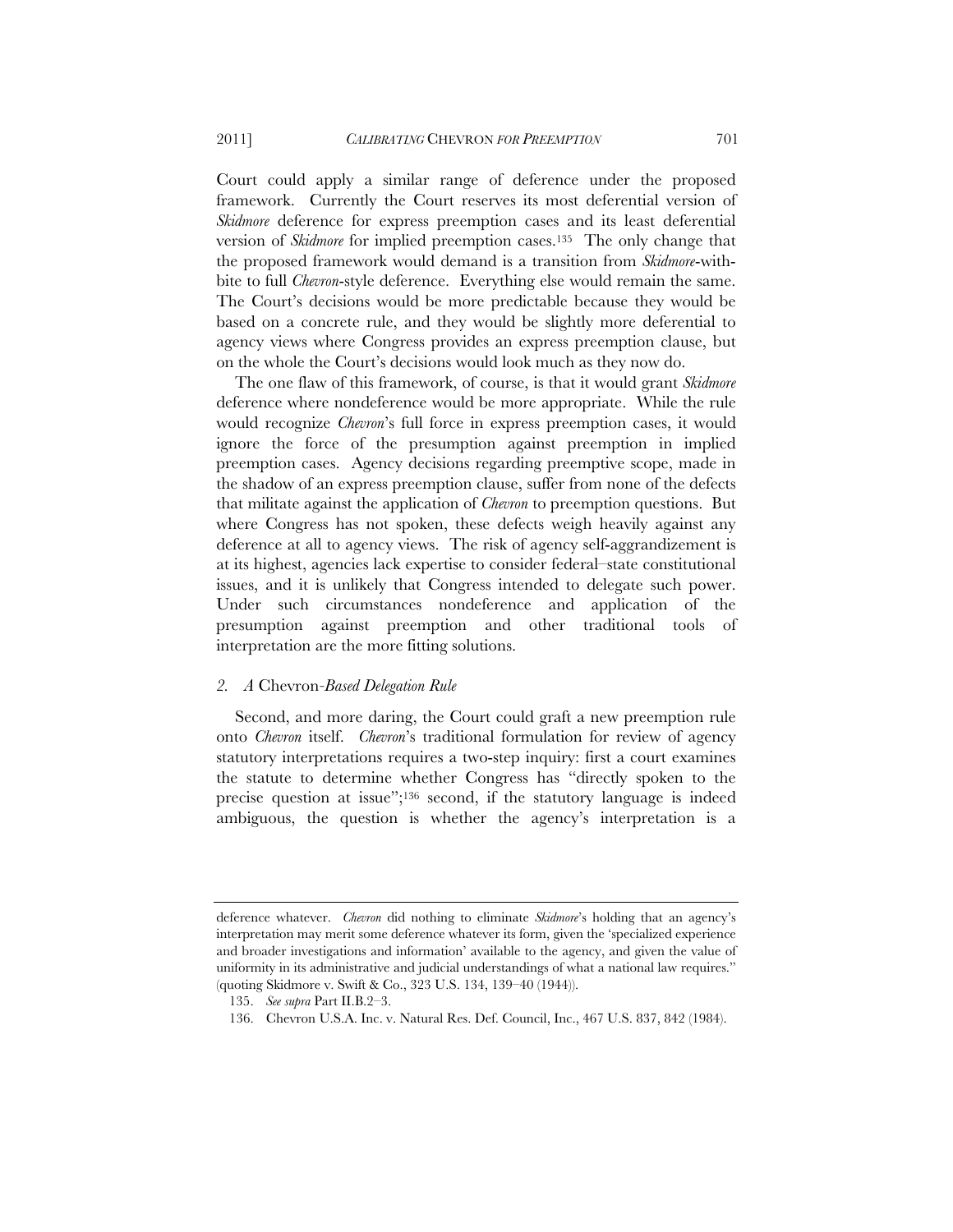Court could apply a similar range of deference under the proposed framework. Currently the Court reserves its most deferential version of *Skidmore* deference for express preemption cases and its least deferential version of *Skidmore* for implied preemption cases.[135] The only change that the proposed framework would demand is a transition from *Skidmore*-with-bite to full *Chevron*-style deference. Everything else would remain the same. The Court's decisions would be more predictable because they would be based on a concrete rule, and they would be slightly more deferential to agency views where Congress provides an express preemption clause, but on the whole the Court's decisions would look much as they now do.

The one flaw of this framework, of course, is that it would grant *Skidmore* deference where nondeference would be more appropriate. While the rule would recognize *Chevron*'s full force in express preemption cases, it would ignore the force of the presumption against preemption in implied preemption cases. Agency decisions regarding preemptive scope, made in the shadow of an express preemption clause, suffer from none of the defects that militate against the application of *Chevron* to preemption questions. But where Congress has not spoken, these defects weigh heavily against any deference at all to agency views. The risk of agency self-aggrandizement is at its highest, agencies lack expertise to consider federal–state constitutional issues, and it is unlikely that Congress intended to delegate such power. Under such circumstances nondeference and application of the presumption against preemption and other traditional tools of interpretation are the more fitting solutions.

### *2. A* Chevron*-Based Delegation Rule*

Second, and more daring, the Court could graft a new preemption rule onto *Chevron* itself. *Chevron*'s traditional formulation for review of agency statutory interpretations requires a two-step inquiry: first a court examines the statute to determine whether Congress has "directly spoken to the precise question at issue";[136] second, if the statutory language is indeed ambiguous, the question is whether the agency's interpretation is a

---

deference whatever. *Chevron* did nothing to eliminate *Skidmore*'s holding that an agency's interpretation may merit some deference whatever its form, given the 'specialized experience and broader investigations and information' available to the agency, and given the value of uniformity in its administrative and judicial understandings of what a national law requires." (quoting Skidmore v. Swift & Co., 323 U.S. 134, 139–40 (1944)).

135. *See supra* Part II.B.2–3.

136. Chevron U.S.A. Inc. v. Natural Res. Def. Council, Inc., 467 U.S. 837, 842 (1984).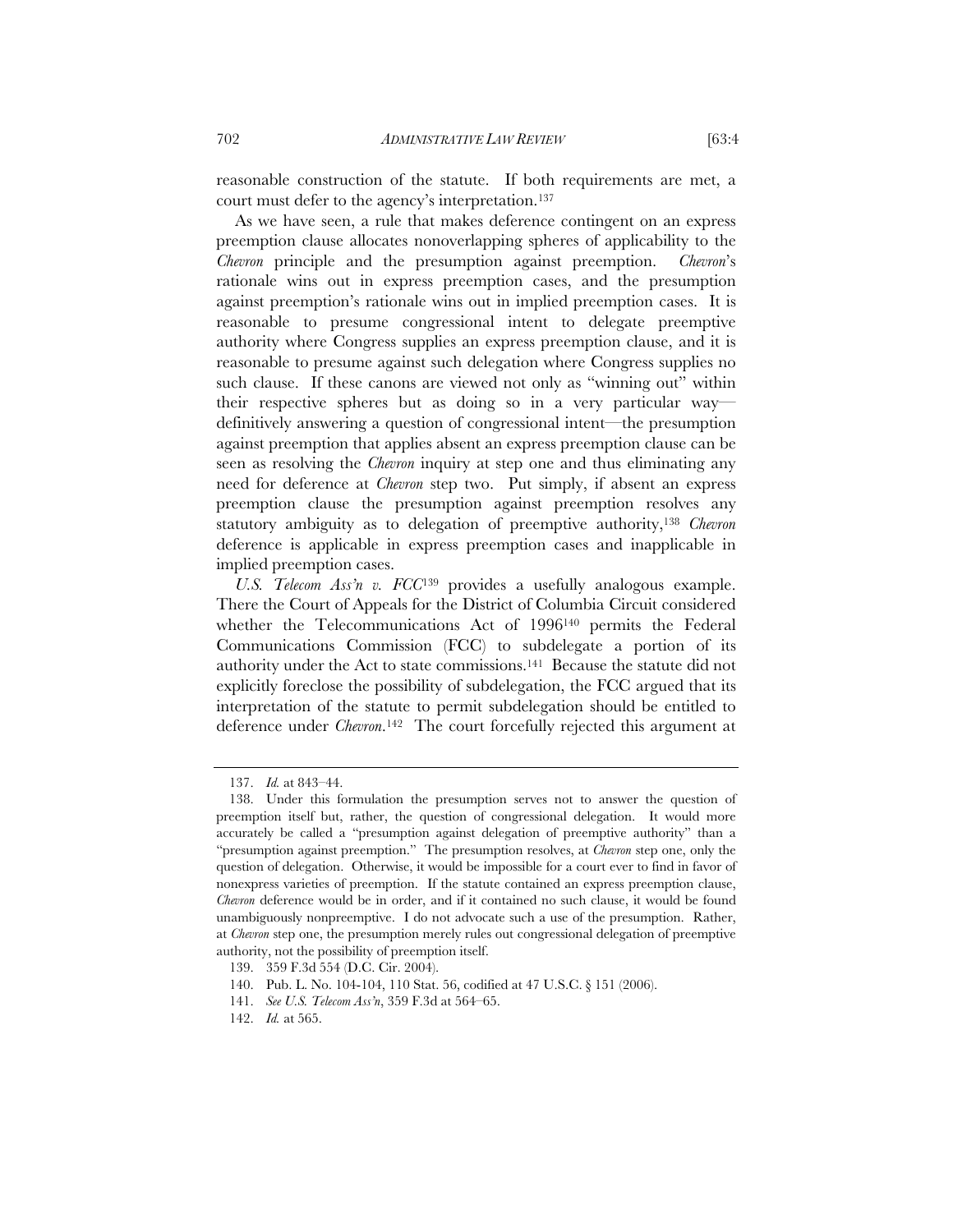reasonable construction of the statute. If both requirements are met, a court must defer to the agency's interpretation.[137]

As we have seen, a rule that makes deference contingent on an express preemption clause allocates nonoverlapping spheres of applicability to the *Chevron* principle and the presumption against preemption. *Chevron*'s rationale wins out in express preemption cases, and the presumption against preemption's rationale wins out in implied preemption cases. It is reasonable to presume congressional intent to delegate preemptive authority where Congress supplies an express preemption clause, and it is reasonable to presume against such delegation where Congress supplies no such clause. If these canons are viewed not only as "winning out" within their respective spheres but as doing so in a very particular way—definitively answering a question of congressional intent—the presumption against preemption that applies absent an express preemption clause can be seen as resolving the *Chevron* inquiry at step one and thus eliminating any need for deference at *Chevron* step two. Put simply, if absent an express preemption clause the presumption against preemption resolves any statutory ambiguity as to delegation of preemptive authority,[138] *Chevron* deference is applicable in express preemption cases and inapplicable in implied preemption cases.

*U.S. Telecom Ass'n v. FCC*[139] provides a usefully analogous example. There the Court of Appeals for the District of Columbia Circuit considered whether the Telecommunications Act of 1996[140] permits the Federal Communications Commission (FCC) to subdelegate a portion of its authority under the Act to state commissions.[141] Because the statute did not explicitly foreclose the possibility of subdelegation, the FCC argued that its interpretation of the statute to permit subdelegation should be entitled to deference under *Chevron*.[142] The court forcefully rejected this argument at

---

137. *Id.* at 843–44.

138. Under this formulation the presumption serves not to answer the question of preemption itself but, rather, the question of congressional delegation. It would more accurately be called a "presumption against delegation of preemptive authority" than a "presumption against preemption." The presumption resolves, at *Chevron* step one, only the question of delegation. Otherwise, it would be impossible for a court ever to find in favor of nonexpress varieties of preemption. If the statute contained an express preemption clause, *Chevron* deference would be in order, and if it contained no such clause, it would be found unambiguously nonpreemptive. I do not advocate such a use of the presumption. Rather, at *Chevron* step one, the presumption merely rules out congressional delegation of preemptive authority, not the possibility of preemption itself.

139. 359 F.3d 554 (D.C. Cir. 2004).

140. Pub. L. No. 104-104, 110 Stat. 56, codified at 47 U.S.C. § 151 (2006).

141. *See U.S. Telecom Ass'n*, 359 F.3d at 564–65.

142. *Id.* at 565.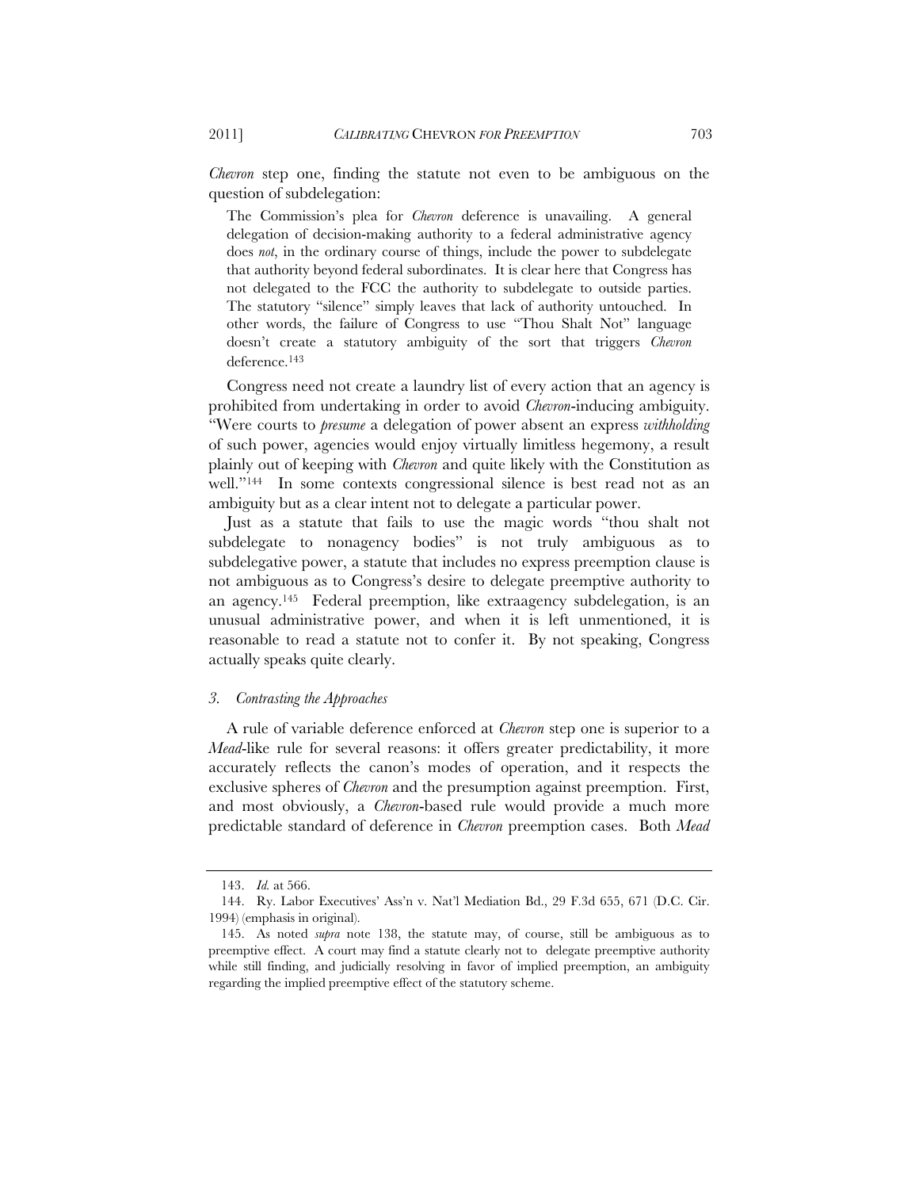*Chevron* step one, finding the statute not even to be ambiguous on the question of subdelegation:

> The Commission's plea for *Chevron* deference is unavailing. A general delegation of decision-making authority to a federal administrative agency does *not*, in the ordinary course of things, include the power to subdelegate that authority beyond federal subordinates. It is clear here that Congress has not delegated to the FCC the authority to subdelegate to outside parties. The statutory "silence" simply leaves that lack of authority untouched. In other words, the failure of Congress to use "Thou Shalt Not" language doesn't create a statutory ambiguity of the sort that triggers *Chevron* deference.[143]

Congress need not create a laundry list of every action that an agency is prohibited from undertaking in order to avoid *Chevron*-inducing ambiguity. "Were courts to *presume* a delegation of power absent an express *withholding* of such power, agencies would enjoy virtually limitless hegemony, a result plainly out of keeping with *Chevron* and quite likely with the Constitution as well."[144] In some contexts congressional silence is best read not as an ambiguity but as a clear intent not to delegate a particular power.

Just as a statute that fails to use the magic words "thou shalt not subdelegate to nonagency bodies" is not truly ambiguous as to subdelegative power, a statute that includes no express preemption clause is not ambiguous as to Congress's desire to delegate preemptive authority to an agency.[145] Federal preemption, like extraagency subdelegation, is an unusual administrative power, and when it is left unmentioned, it is reasonable to read a statute not to confer it. By not speaking, Congress actually speaks quite clearly.

### *3. Contrasting the Approaches*

A rule of variable deference enforced at *Chevron* step one is superior to a *Mead*-like rule for several reasons: it offers greater predictability, it more accurately reflects the canon's modes of operation, and it respects the exclusive spheres of *Chevron* and the presumption against preemption. First, and most obviously, a *Chevron*-based rule would provide a much more predictable standard of deference in *Chevron* preemption cases. Both *Mead*

---

143. *Id.* at 566.

144. Ry. Labor Executives' Ass'n v. Nat'l Mediation Bd., 29 F.3d 655, 671 (D.C. Cir. 1994) (emphasis in original).

145. As noted *supra* note 138, the statute may, of course, still be ambiguous as to preemptive effect. A court may find a statute clearly not to delegate preemptive authority while still finding, and judicially resolving in favor of implied preemption, an ambiguity regarding the implied preemptive effect of the statutory scheme.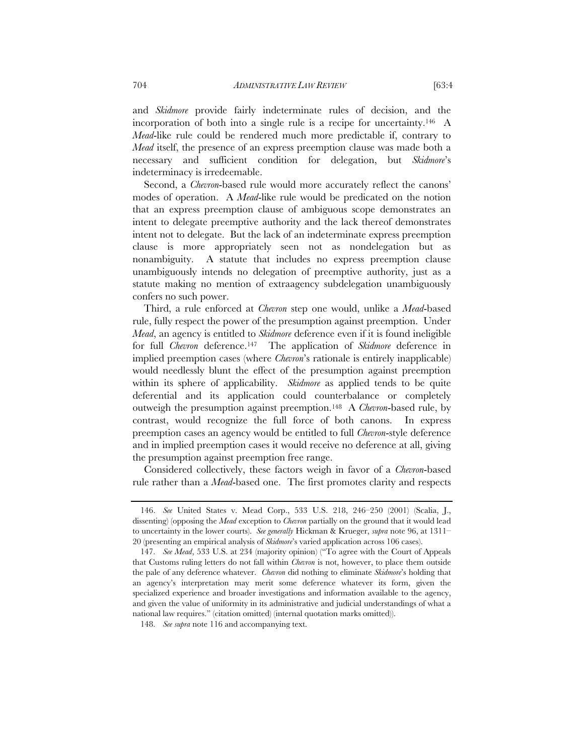and *Skidmore* provide fairly indeterminate rules of decision, and the incorporation of both into a single rule is a recipe for uncertainty.[146] A *Mead*-like rule could be rendered much more predictable if, contrary to *Mead* itself, the presence of an express preemption clause was made both a necessary and sufficient condition for delegation, but *Skidmore*'s indeterminacy is irredeemable.

Second, a *Chevron*-based rule would more accurately reflect the canons' modes of operation. A *Mead*-like rule would be predicated on the notion that an express preemption clause of ambiguous scope demonstrates an intent to delegate preemptive authority and the lack thereof demonstrates intent not to delegate. But the lack of an indeterminate express preemption clause is more appropriately seen not as nondelegation but as nonambiguity. A statute that includes no express preemption clause unambiguously intends no delegation of preemptive authority, just as a statute making no mention of extraagency subdelegation unambiguously confers no such power.

Third, a rule enforced at *Chevron* step one would, unlike a *Mead*-based rule, fully respect the power of the presumption against preemption. Under *Mead*, an agency is entitled to *Skidmore* deference even if it is found ineligible for full *Chevron* deference.[147] The application of *Skidmore* deference in implied preemption cases (where *Chevron*'s rationale is entirely inapplicable) would needlessly blunt the effect of the presumption against preemption within its sphere of applicability. *Skidmore* as applied tends to be quite deferential and its application could counterbalance or completely outweigh the presumption against preemption.[148] A *Chevron*-based rule, by contrast, would recognize the full force of both canons. In express preemption cases an agency would be entitled to full *Chevron*-style deference and in implied preemption cases it would receive no deference at all, giving the presumption against preemption free range.

Considered collectively, these factors weigh in favor of a *Chevron*-based rule rather than a *Mead*-based one. The first promotes clarity and respects

---

146. *See* United States v. Mead Corp., 533 U.S. 218, 246–250 (2001) (Scalia, J., dissenting) (opposing the *Mead* exception to *Chevron* partially on the ground that it would lead to uncertainty in the lower courts). *See generally* Hickman & Krueger, *supra* note 96, at 1311–20 (presenting an empirical analysis of *Skidmore*'s varied application across 106 cases).

147. *See Mead*, 533 U.S. at 234 (majority opinion) ("To agree with the Court of Appeals that Customs ruling letters do not fall within *Chevron* is not, however, to place them outside the pale of any deference whatever. *Chevron* did nothing to eliminate *Skidmore*'s holding that an agency's interpretation may merit some deference whatever its form, given the specialized experience and broader investigations and information available to the agency, and given the value of uniformity in its administrative and judicial understandings of what a national law requires." (citation omitted) (internal quotation marks omitted)).

148. *See supra* note 116 and accompanying text.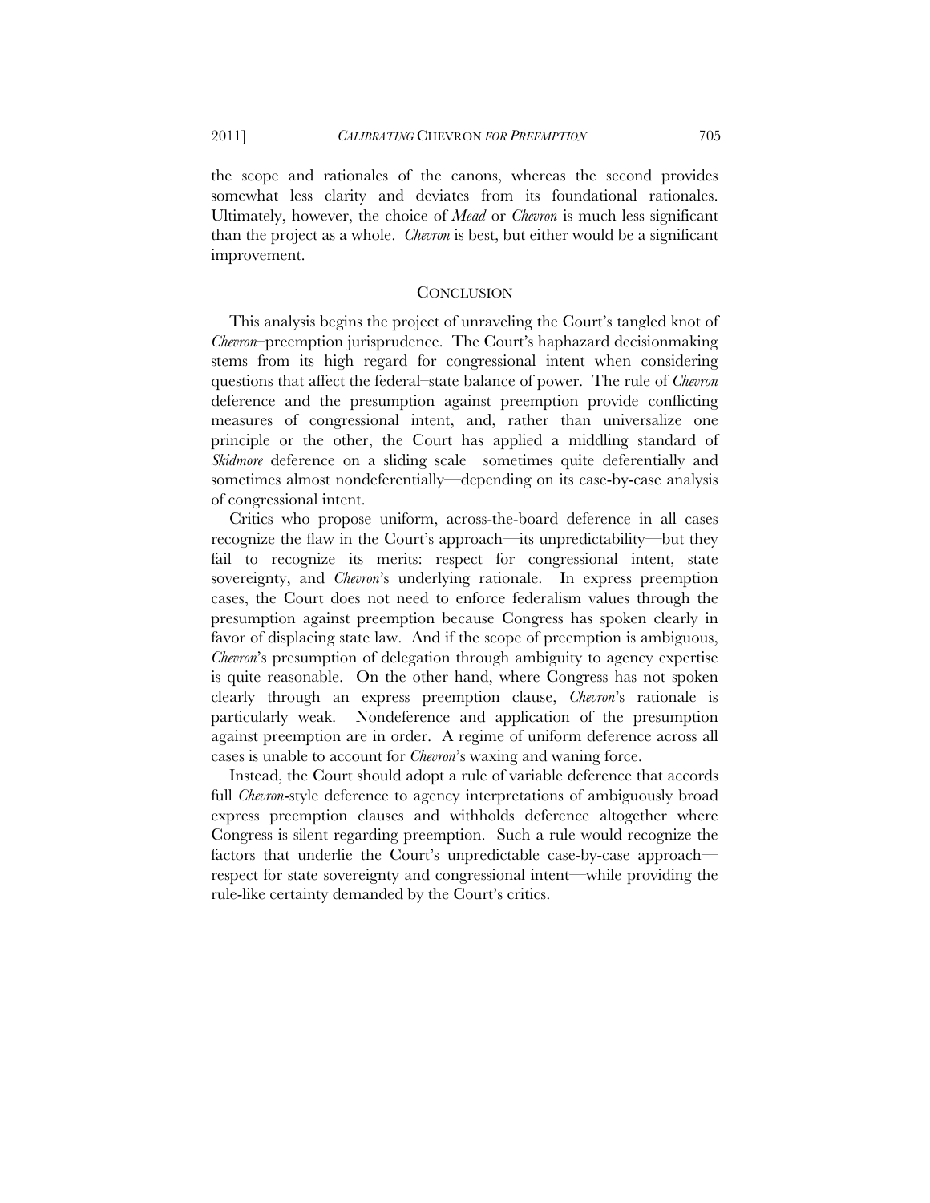the scope and rationales of the canons, whereas the second provides somewhat less clarity and deviates from its foundational rationales. Ultimately, however, the choice of *Mead* or *Chevron* is much less significant than the project as a whole. *Chevron* is best, but either would be a significant improvement.

## CONCLUSION

This analysis begins the project of unraveling the Court's tangled knot of *Chevron*–preemption jurisprudence. The Court's haphazard decisionmaking stems from its high regard for congressional intent when considering questions that affect the federal–state balance of power. The rule of *Chevron* deference and the presumption against preemption provide conflicting measures of congressional intent, and, rather than universalize one principle or the other, the Court has applied a middling standard of *Skidmore* deference on a sliding scale—sometimes quite deferentially and sometimes almost nondeferentially—depending on its case-by-case analysis of congressional intent.

Critics who propose uniform, across-the-board deference in all cases recognize the flaw in the Court's approach—its unpredictability—but they fail to recognize its merits: respect for congressional intent, state sovereignty, and *Chevron*'s underlying rationale. In express preemption cases, the Court does not need to enforce federalism values through the presumption against preemption because Congress has spoken clearly in favor of displacing state law. And if the scope of preemption is ambiguous, *Chevron*'s presumption of delegation through ambiguity to agency expertise is quite reasonable. On the other hand, where Congress has not spoken clearly through an express preemption clause, *Chevron*'s rationale is particularly weak. Nondeference and application of the presumption against preemption are in order. A regime of uniform deference across all cases is unable to account for *Chevron*'s waxing and waning force.

Instead, the Court should adopt a rule of variable deference that accords full *Chevron*-style deference to agency interpretations of ambiguously broad express preemption clauses and withholds deference altogether where Congress is silent regarding preemption. Such a rule would recognize the factors that underlie the Court's unpredictable case-by-case approach—respect for state sovereignty and congressional intent—while providing the rule-like certainty demanded by the Court's critics.